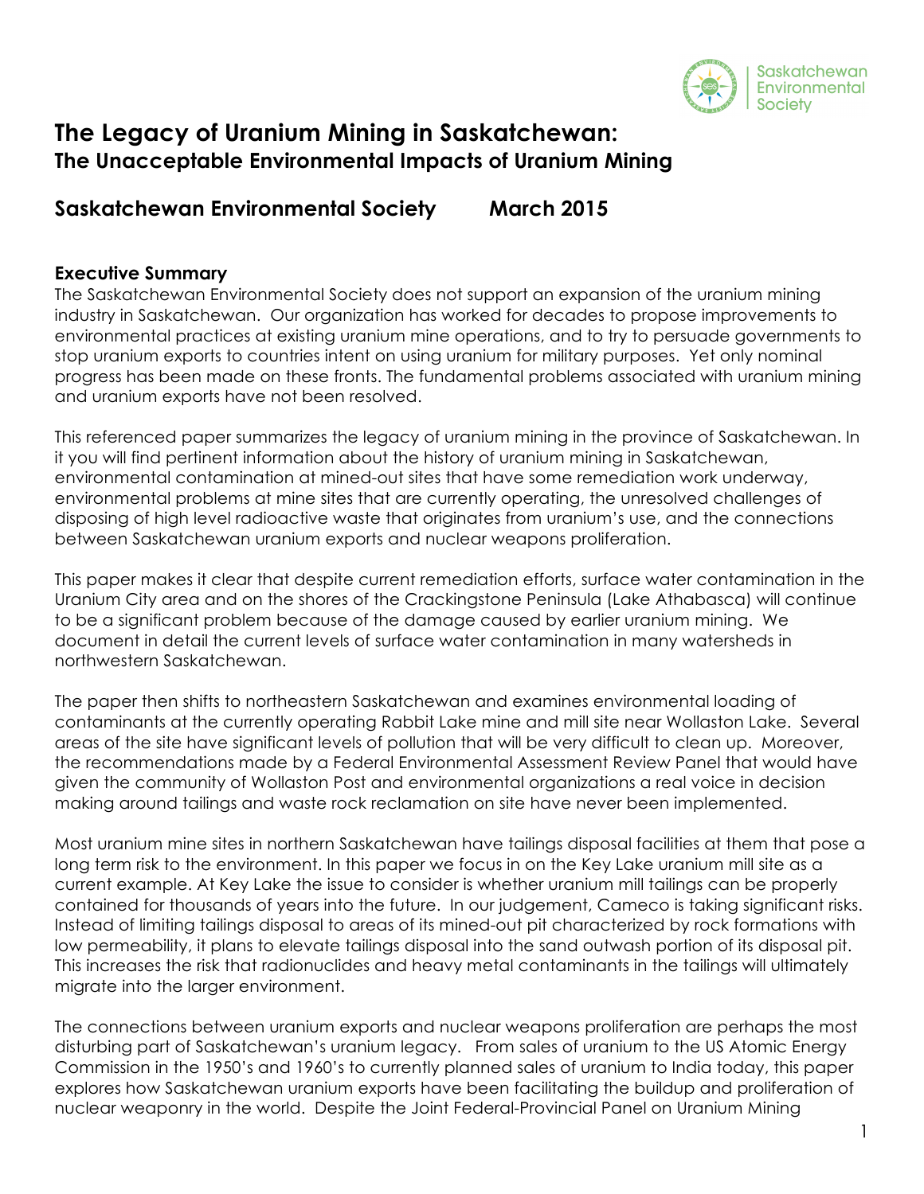# The Legacy of Uranium Mining in Saskatchewan:
## The Unacceptable Environmental Impacts of Uranium Mining

### Saskatchewan Environmental Society March 2015

### Executive Summary

The Saskatchewan Environmental Society does not support an expansion of the uranium mining industry in Saskatchewan. Our organization has worked for decades to propose improvements to environmental practices at existing uranium mine operations, and to try to persuade governments to stop uranium exports to countries intent on using uranium for military purposes. Yet only nominal progress has been made on these fronts. The fundamental problems associated with uranium mining and uranium exports have not been resolved.

This referenced paper summarizes the legacy of uranium mining in the province of Saskatchewan. In it you will find pertinent information about the history of uranium mining in Saskatchewan, environmental contamination at mined-out sites that have some remediation work underway, environmental problems at mine sites that are currently operating, the unresolved challenges of disposing of high level radioactive waste that originates from uranium's use, and the connections between Saskatchewan uranium exports and nuclear weapons proliferation.

This paper makes it clear that despite current remediation efforts, surface water contamination in the Uranium City area and on the shores of the Crackingstone Peninsula (Lake Athabasca) will continue to be a significant problem because of the damage caused by earlier uranium mining. We document in detail the current levels of surface water contamination in many watersheds in northwestern Saskatchewan.

The paper then shifts to northeastern Saskatchewan and examines environmental loading of contaminants at the currently operating Rabbit Lake mine and mill site near Wollaston Lake. Several areas of the site have significant levels of pollution that will be very difficult to clean up. Moreover, the recommendations made by a Federal Environmental Assessment Review Panel that would have given the community of Wollaston Post and environmental organizations a real voice in decision making around tailings and waste rock reclamation on site have never been implemented.

Most uranium mine sites in northern Saskatchewan have tailings disposal facilities at them that pose a long term risk to the environment. In this paper we focus in on the Key Lake uranium mill site as a current example. At Key Lake the issue to consider is whether uranium mill tailings can be properly contained for thousands of years into the future. In our judgement, Cameco is taking significant risks. Instead of limiting tailings disposal to areas of its mined-out pit characterized by rock formations with low permeability, it plans to elevate tailings disposal into the sand outwash portion of its disposal pit. This increases the risk that radionuclides and heavy metal contaminants in the tailings will ultimately migrate into the larger environment.

The connections between uranium exports and nuclear weapons proliferation are perhaps the most disturbing part of Saskatchewan's uranium legacy. From sales of uranium to the US Atomic Energy Commission in the 1950's and 1960's to currently planned sales of uranium to India today, this paper explores how Saskatchewan uranium exports have been facilitating the buildup and proliferation of nuclear weaponry in the world. Despite the Joint Federal-Provincial Panel on Uranium Mining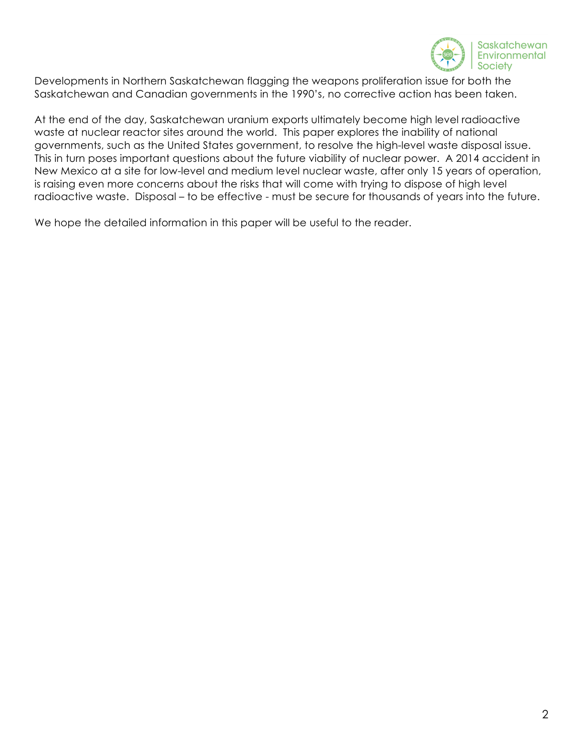Developments in Northern Saskatchewan flagging the weapons proliferation issue for both the Saskatchewan and Canadian governments in the 1990's, no corrective action has been taken.

At the end of the day, Saskatchewan uranium exports ultimately become high level radioactive waste at nuclear reactor sites around the world. This paper explores the inability of national governments, such as the United States government, to resolve the high-level waste disposal issue. This in turn poses important questions about the future viability of nuclear power. A 2014 accident in New Mexico at a site for low-level and medium level nuclear waste, after only 15 years of operation, is raising even more concerns about the risks that will come with trying to dispose of high level radioactive waste. Disposal – to be effective - must be secure for thousands of years into the future.

We hope the detailed information in this paper will be useful to the reader.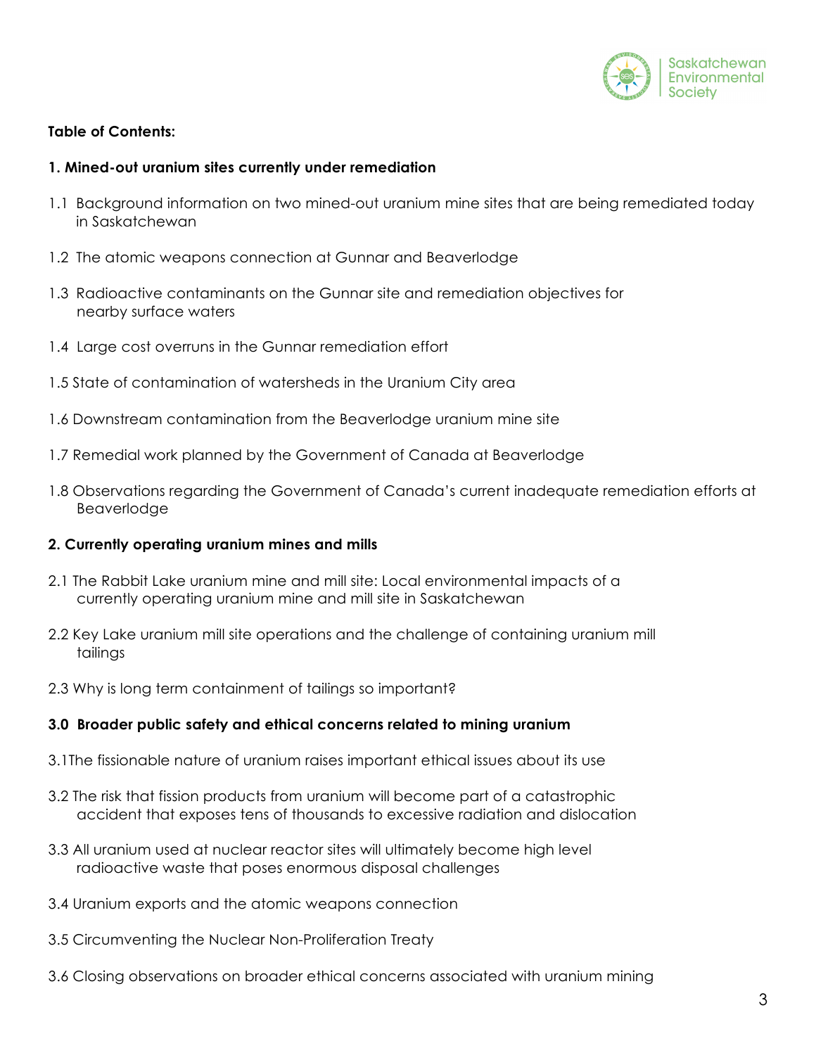**Table of Contents:**

**1. Mined-out uranium sites currently under remediation**

1.1 Background information on two mined-out uranium mine sites that are being remediated today in Saskatchewan

1.2 The atomic weapons connection at Gunnar and Beaverlodge

1.3 Radioactive contaminants on the Gunnar site and remediation objectives for nearby surface waters

1.4 Large cost overruns in the Gunnar remediation effort

1.5 State of contamination of watersheds in the Uranium City area

1.6 Downstream contamination from the Beaverlodge uranium mine site

1.7 Remedial work planned by the Government of Canada at Beaverlodge

1.8 Observations regarding the Government of Canada's current inadequate remediation efforts at Beaverlodge

**2. Currently operating uranium mines and mills**

2.1 The Rabbit Lake uranium mine and mill site: Local environmental impacts of a currently operating uranium mine and mill site in Saskatchewan

2.2 Key Lake uranium mill site operations and the challenge of containing uranium mill tailings

2.3 Why is long term containment of tailings so important?

**3.0 Broader public safety and ethical concerns related to mining uranium**

3.1The fissionable nature of uranium raises important ethical issues about its use

3.2 The risk that fission products from uranium will become part of a catastrophic accident that exposes tens of thousands to excessive radiation and dislocation

3.3 All uranium used at nuclear reactor sites will ultimately become high level radioactive waste that poses enormous disposal challenges

3.4 Uranium exports and the atomic weapons connection

3.5 Circumventing the Nuclear Non-Proliferation Treaty

3.6 Closing observations on broader ethical concerns associated with uranium mining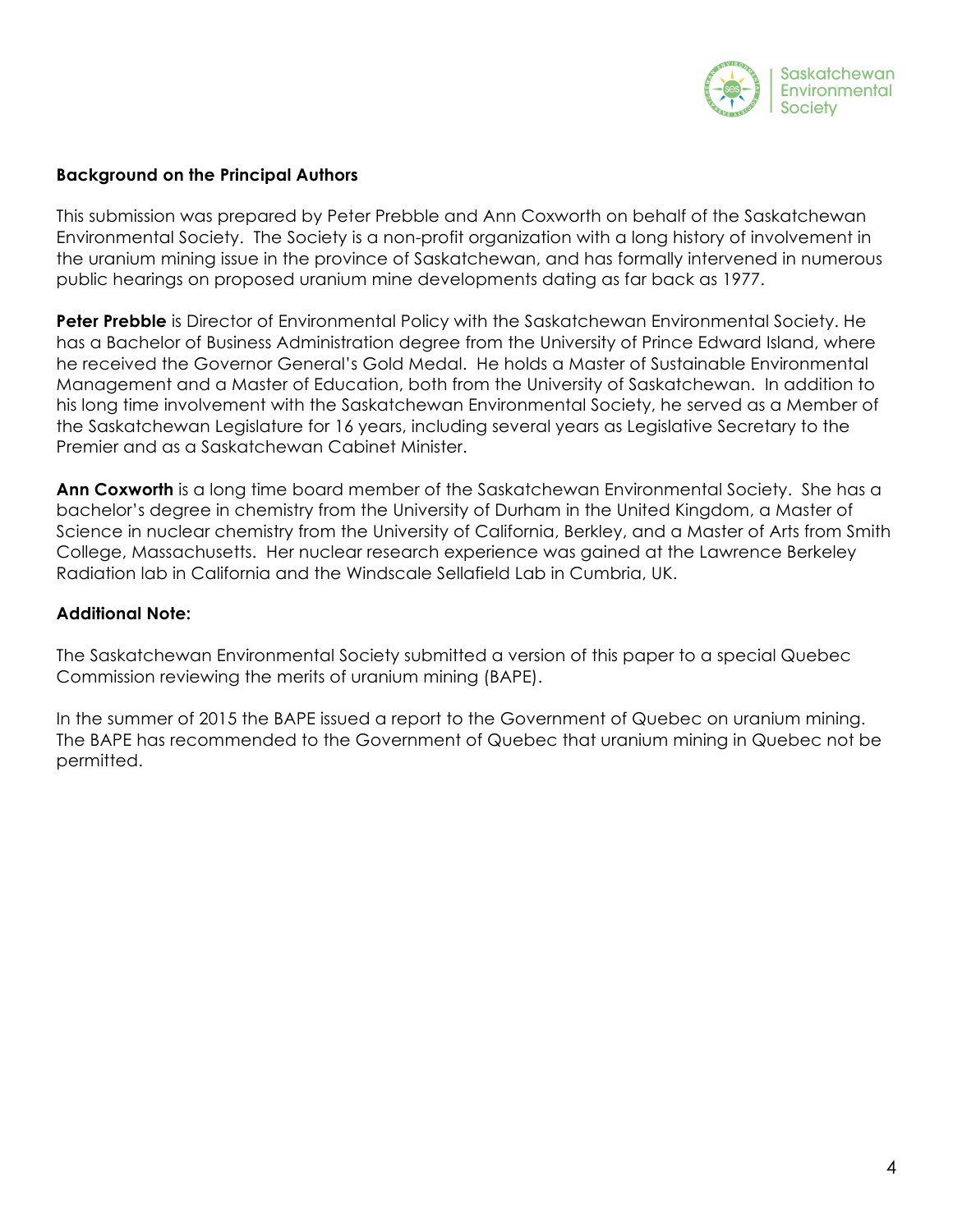**Background on the Principal Authors**

This submission was prepared by Peter Prebble and Ann Coxworth on behalf of the Saskatchewan Environmental Society. The Society is a non-profit organization with a long history of involvement in the uranium mining issue in the province of Saskatchewan, and has formally intervened in numerous public hearings on proposed uranium mine developments dating as far back as 1977.

**Peter Prebble** is Director of Environmental Policy with the Saskatchewan Environmental Society. He has a Bachelor of Business Administration degree from the University of Prince Edward Island, where he received the Governor General's Gold Medal. He holds a Master of Sustainable Environmental Management and a Master of Education, both from the University of Saskatchewan. In addition to his long time involvement with the Saskatchewan Environmental Society, he served as a Member of the Saskatchewan Legislature for 16 years, including several years as Legislative Secretary to the Premier and as a Saskatchewan Cabinet Minister.

**Ann Coxworth** is a long time board member of the Saskatchewan Environmental Society. She has a bachelor's degree in chemistry from the University of Durham in the United Kingdom, a Master of Science in nuclear chemistry from the University of California, Berkley, and a Master of Arts from Smith College, Massachusetts. Her nuclear research experience was gained at the Lawrence Berkeley Radiation lab in California and the Windscale Sellafield Lab in Cumbria, UK.

**Additional Note:**

The Saskatchewan Environmental Society submitted a version of this paper to a special Quebec Commission reviewing the merits of uranium mining (BAPE).

In the summer of 2015 the BAPE issued a report to the Government of Quebec on uranium mining. The BAPE has recommended to the Government of Quebec that uranium mining in Quebec not be permitted.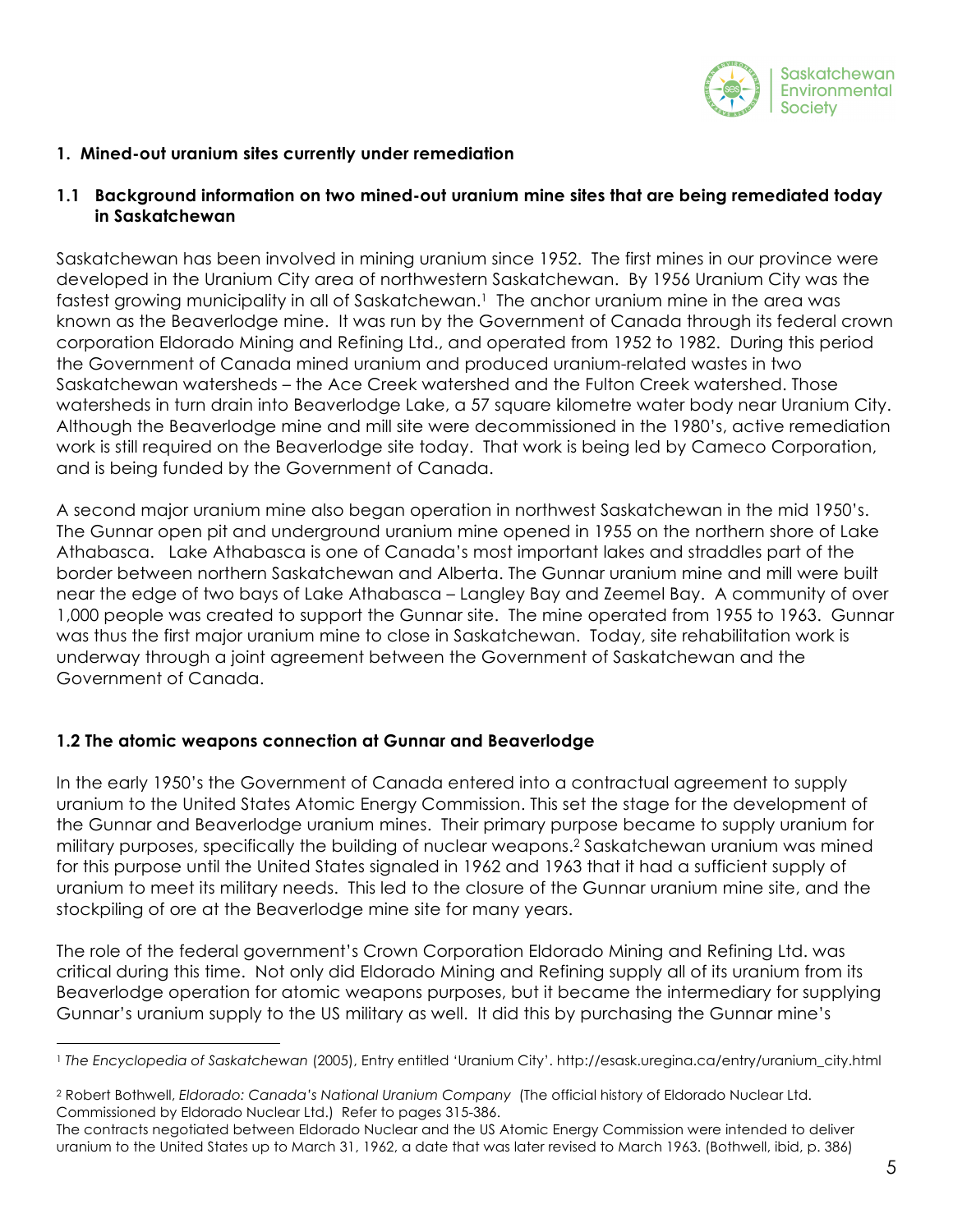## 1. Mined-out uranium sites currently under remediation

### 1.1 Background information on two mined-out uranium mine sites that are being remediated today in Saskatchewan

Saskatchewan has been involved in mining uranium since 1952. The first mines in our province were developed in the Uranium City area of northwestern Saskatchewan. By 1956 Uranium City was the fastest growing municipality in all of Saskatchewan.[1] The anchor uranium mine in the area was known as the Beaverlodge mine. It was run by the Government of Canada through its federal crown corporation Eldorado Mining and Refining Ltd., and operated from 1952 to 1982. During this period the Government of Canada mined uranium and produced uranium-related wastes in two Saskatchewan watersheds – the Ace Creek watershed and the Fulton Creek watershed. Those watersheds in turn drain into Beaverlodge Lake, a 57 square kilometre water body near Uranium City. Although the Beaverlodge mine and mill site were decommissioned in the 1980's, active remediation work is still required on the Beaverlodge site today. That work is being led by Cameco Corporation, and is being funded by the Government of Canada.

A second major uranium mine also began operation in northwest Saskatchewan in the mid 1950's. The Gunnar open pit and underground uranium mine opened in 1955 on the northern shore of Lake Athabasca. Lake Athabasca is one of Canada's most important lakes and straddles part of the border between northern Saskatchewan and Alberta. The Gunnar uranium mine and mill were built near the edge of two bays of Lake Athabasca – Langley Bay and Zeemel Bay. A community of over 1,000 people was created to support the Gunnar site. The mine operated from 1955 to 1963. Gunnar was thus the first major uranium mine to close in Saskatchewan. Today, site rehabilitation work is underway through a joint agreement between the Government of Saskatchewan and the Government of Canada.

### 1.2 The atomic weapons connection at Gunnar and Beaverlodge

In the early 1950's the Government of Canada entered into a contractual agreement to supply uranium to the United States Atomic Energy Commission. This set the stage for the development of the Gunnar and Beaverlodge uranium mines. Their primary purpose became to supply uranium for military purposes, specifically the building of nuclear weapons.[2] Saskatchewan uranium was mined for this purpose until the United States signaled in 1962 and 1963 that it had a sufficient supply of uranium to meet its military needs. This led to the closure of the Gunnar uranium mine site, and the stockpiling of ore at the Beaverlodge mine site for many years.

The role of the federal government's Crown Corporation Eldorado Mining and Refining Ltd. was critical during this time. Not only did Eldorado Mining and Refining supply all of its uranium from its Beaverlodge operation for atomic weapons purposes, but it became the intermediary for supplying Gunnar's uranium supply to the US military as well. It did this by purchasing the Gunnar mine's

---

[1] *The Encyclopedia of Saskatchewan* (2005), Entry entitled 'Uranium City'. http://esask.uregina.ca/entry/uranium_city.html

[2] Robert Bothwell, *Eldorado: Canada's National Uranium Company* (The official history of Eldorado Nuclear Ltd. Commissioned by Eldorado Nuclear Ltd.) Refer to pages 315-386.
The contracts negotiated between Eldorado Nuclear and the US Atomic Energy Commission were intended to deliver uranium to the United States up to March 31, 1962, a date that was later revised to March 1963. (Bothwell, ibid, p. 386)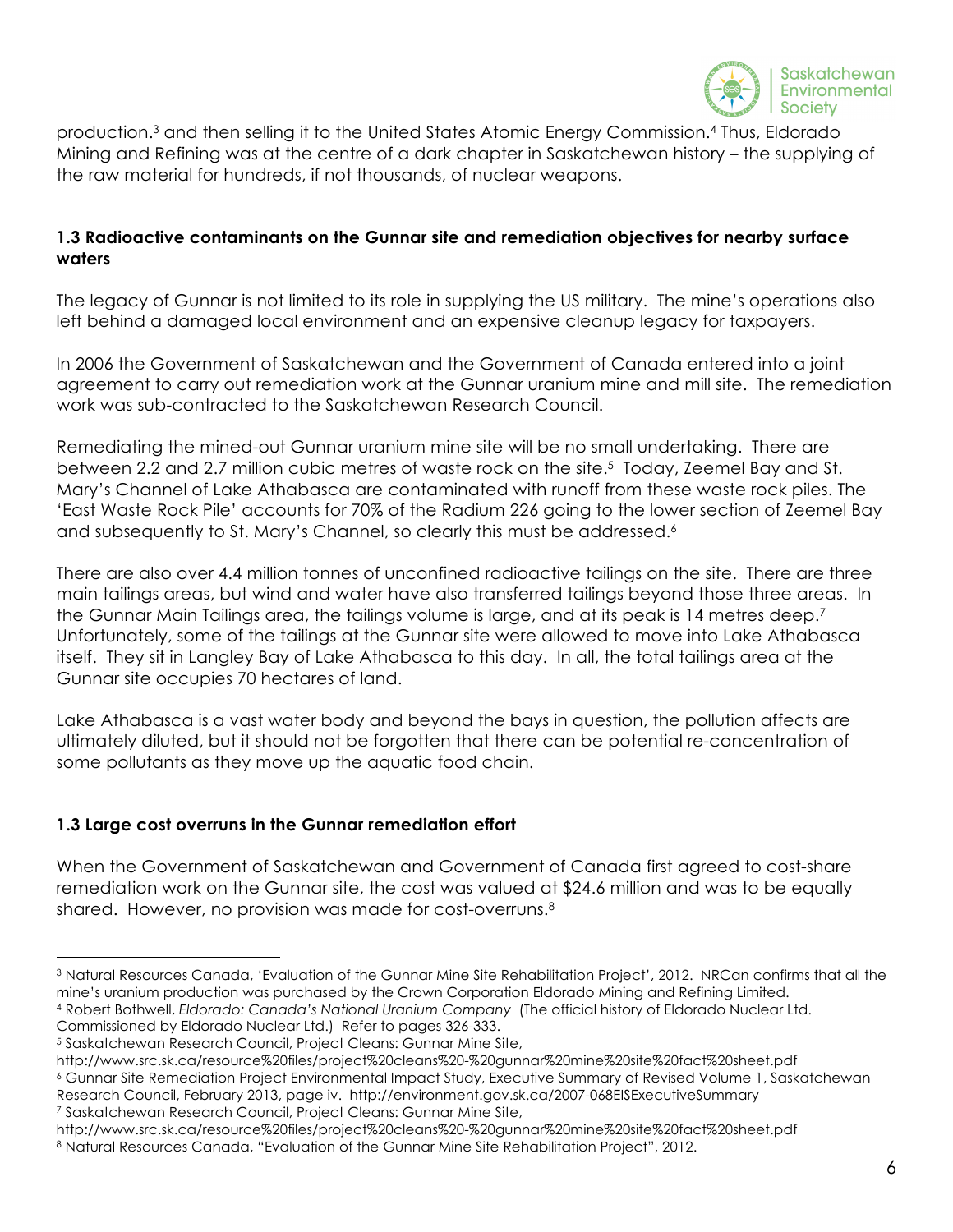production.[3] and then selling it to the United States Atomic Energy Commission.[4] Thus, Eldorado Mining and Refining was at the centre of a dark chapter in Saskatchewan history – the supplying of the raw material for hundreds, if not thousands, of nuclear weapons.

### 1.3 Radioactive contaminants on the Gunnar site and remediation objectives for nearby surface waters

The legacy of Gunnar is not limited to its role in supplying the US military. The mine's operations also left behind a damaged local environment and an expensive cleanup legacy for taxpayers.

In 2006 the Government of Saskatchewan and the Government of Canada entered into a joint agreement to carry out remediation work at the Gunnar uranium mine and mill site. The remediation work was sub-contracted to the Saskatchewan Research Council.

Remediating the mined-out Gunnar uranium mine site will be no small undertaking. There are between 2.2 and 2.7 million cubic metres of waste rock on the site.[5] Today, Zeemel Bay and St. Mary's Channel of Lake Athabasca are contaminated with runoff from these waste rock piles. The 'East Waste Rock Pile' accounts for 70% of the Radium 226 going to the lower section of Zeemel Bay and subsequently to St. Mary's Channel, so clearly this must be addressed.[6]

There are also over 4.4 million tonnes of unconfined radioactive tailings on the site. There are three main tailings areas, but wind and water have also transferred tailings beyond those three areas. In the Gunnar Main Tailings area, the tailings volume is large, and at its peak is 14 metres deep.[7] Unfortunately, some of the tailings at the Gunnar site were allowed to move into Lake Athabasca itself. They sit in Langley Bay of Lake Athabasca to this day. In all, the total tailings area at the Gunnar site occupies 70 hectares of land.

Lake Athabasca is a vast water body and beyond the bays in question, the pollution affects are ultimately diluted, but it should not be forgotten that there can be potential re-concentration of some pollutants as they move up the aquatic food chain.

### 1.3 Large cost overruns in the Gunnar remediation effort

When the Government of Saskatchewan and Government of Canada first agreed to cost-share remediation work on the Gunnar site, the cost was valued at $24.6 million and was to be equally shared. However, no provision was made for cost-overruns.[8]

---

[3] Natural Resources Canada, 'Evaluation of the Gunnar Mine Site Rehabilitation Project', 2012. NRCan confirms that all the mine's uranium production was purchased by the Crown Corporation Eldorado Mining and Refining Limited.

[4] Robert Bothwell, *Eldorado: Canada's National Uranium Company* (The official history of Eldorado Nuclear Ltd. Commissioned by Eldorado Nuclear Ltd.) Refer to pages 326-333.

[5] Saskatchewan Research Council, Project Cleans: Gunnar Mine Site, http://www.src.sk.ca/resource%20files/project%20cleans%20-%20gunnar%20mine%20site%20fact%20sheet.pdf

[6] Gunnar Site Remediation Project Environmental Impact Study, Executive Summary of Revised Volume 1, Saskatchewan Research Council, February 2013, page iv. http://environment.gov.sk.ca/2007-068EISExecutiveSummary

[7] Saskatchewan Research Council, Project Cleans: Gunnar Mine Site, http://www.src.sk.ca/resource%20files/project%20cleans%20-%20gunnar%20mine%20site%20fact%20sheet.pdf

[8] Natural Resources Canada, "Evaluation of the Gunnar Mine Site Rehabilitation Project", 2012.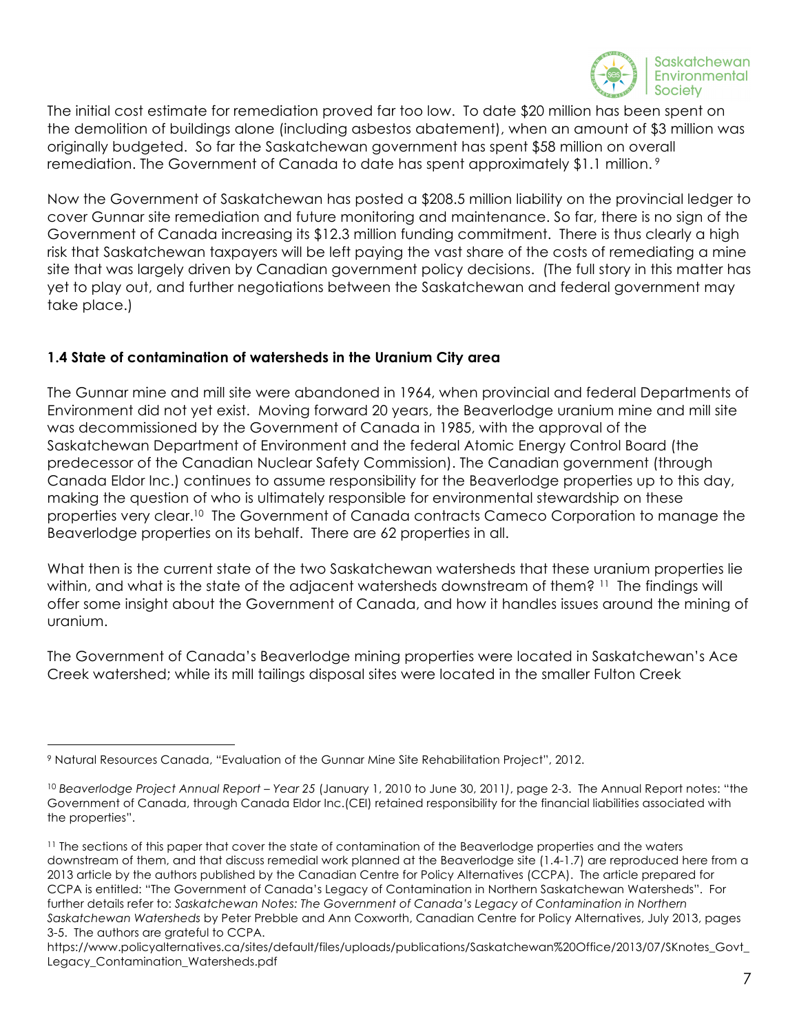The initial cost estimate for remediation proved far too low. To date $20 million has been spent on the demolition of buildings alone (including asbestos abatement), when an amount of $3 million was originally budgeted. So far the Saskatchewan government has spent $58 million on overall remediation. The Government of Canada to date has spent approximately $1.1 million. [9]

Now the Government of Saskatchewan has posted a $208.5 million liability on the provincial ledger to cover Gunnar site remediation and future monitoring and maintenance. So far, there is no sign of the Government of Canada increasing its $12.3 million funding commitment. There is thus clearly a high risk that Saskatchewan taxpayers will be left paying the vast share of the costs of remediating a mine site that was largely driven by Canadian government policy decisions. (The full story in this matter has yet to play out, and further negotiations between the Saskatchewan and federal government may take place.)

### 1.4 State of contamination of watersheds in the Uranium City area

The Gunnar mine and mill site were abandoned in 1964, when provincial and federal Departments of Environment did not yet exist. Moving forward 20 years, the Beaverlodge uranium mine and mill site was decommissioned by the Government of Canada in 1985, with the approval of the Saskatchewan Department of Environment and the federal Atomic Energy Control Board (the predecessor of the Canadian Nuclear Safety Commission). The Canadian government (through Canada Eldor Inc.) continues to assume responsibility for the Beaverlodge properties up to this day, making the question of who is ultimately responsible for environmental stewardship on these properties very clear.[10] The Government of Canada contracts Cameco Corporation to manage the Beaverlodge properties on its behalf. There are 62 properties in all.

What then is the current state of the two Saskatchewan watersheds that these uranium properties lie within, and what is the state of the adjacent watersheds downstream of them? [11] The findings will offer some insight about the Government of Canada, and how it handles issues around the mining of uranium.

The Government of Canada's Beaverlodge mining properties were located in Saskatchewan's Ace Creek watershed; while its mill tailings disposal sites were located in the smaller Fulton Creek

---

[9] Natural Resources Canada, "Evaluation of the Gunnar Mine Site Rehabilitation Project", 2012.

[10] *Beaverlodge Project Annual Report – Year 25* (January 1, 2010 to June 30, 2011), page 2-3. The Annual Report notes: "the Government of Canada, through Canada Eldor Inc.(CEI) retained responsibility for the financial liabilities associated with the properties".

[11] The sections of this paper that cover the state of contamination of the Beaverlodge properties and the waters downstream of them, and that discuss remedial work planned at the Beaverlodge site (1.4-1.7) are reproduced here from a 2013 article by the authors published by the Canadian Centre for Policy Alternatives (CCPA). The article prepared for CCPA is entitled: "The Government of Canada's Legacy of Contamination in Northern Saskatchewan Watersheds". For further details refer to: *Saskatchewan Notes: The Government of Canada's Legacy of Contamination in Northern Saskatchewan Watersheds* by Peter Prebble and Ann Coxworth, Canadian Centre for Policy Alternatives, July 2013, pages 3-5. The authors are grateful to CCPA.
https://www.policyalternatives.ca/sites/default/files/uploads/publications/Saskatchewan%20Office/2013/07/SKnotes_Govt_Legacy_Contamination_Watersheds.pdf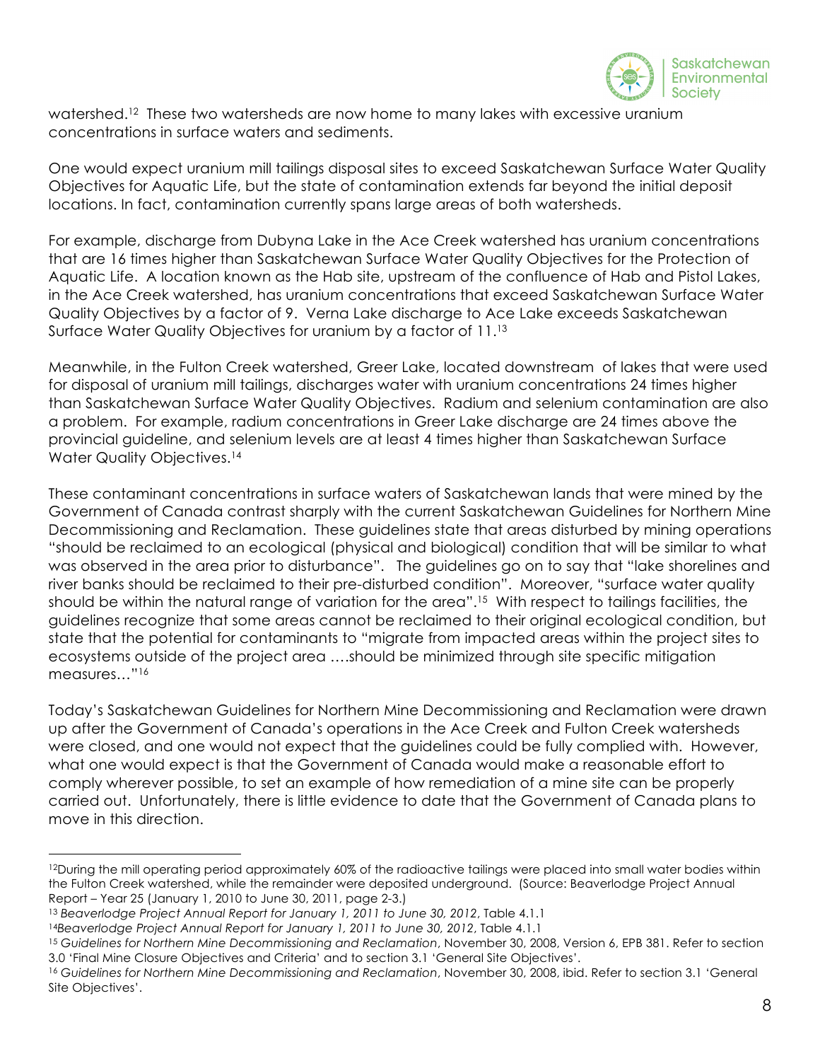watershed.[12] These two watersheds are now home to many lakes with excessive uranium concentrations in surface waters and sediments.

One would expect uranium mill tailings disposal sites to exceed Saskatchewan Surface Water Quality Objectives for Aquatic Life, but the state of contamination extends far beyond the initial deposit locations. In fact, contamination currently spans large areas of both watersheds.

For example, discharge from Dubyna Lake in the Ace Creek watershed has uranium concentrations that are 16 times higher than Saskatchewan Surface Water Quality Objectives for the Protection of Aquatic Life. A location known as the Hab site, upstream of the confluence of Hab and Pistol Lakes, in the Ace Creek watershed, has uranium concentrations that exceed Saskatchewan Surface Water Quality Objectives by a factor of 9. Verna Lake discharge to Ace Lake exceeds Saskatchewan Surface Water Quality Objectives for uranium by a factor of 11.[13]

Meanwhile, in the Fulton Creek watershed, Greer Lake, located downstream of lakes that were used for disposal of uranium mill tailings, discharges water with uranium concentrations 24 times higher than Saskatchewan Surface Water Quality Objectives. Radium and selenium contamination are also a problem. For example, radium concentrations in Greer Lake discharge are 24 times above the provincial guideline, and selenium levels are at least 4 times higher than Saskatchewan Surface Water Quality Objectives.[14]

These contaminant concentrations in surface waters of Saskatchewan lands that were mined by the Government of Canada contrast sharply with the current Saskatchewan Guidelines for Northern Mine Decommissioning and Reclamation. These guidelines state that areas disturbed by mining operations "should be reclaimed to an ecological (physical and biological) condition that will be similar to what was observed in the area prior to disturbance". The guidelines go on to say that "lake shorelines and river banks should be reclaimed to their pre-disturbed condition". Moreover, "surface water quality should be within the natural range of variation for the area".[15] With respect to tailings facilities, the guidelines recognize that some areas cannot be reclaimed to their original ecological condition, but state that the potential for contaminants to "migrate from impacted areas within the project sites to ecosystems outside of the project area ….should be minimized through site specific mitigation measures…"[16]

Today's Saskatchewan Guidelines for Northern Mine Decommissioning and Reclamation were drawn up after the Government of Canada's operations in the Ace Creek and Fulton Creek watersheds were closed, and one would not expect that the guidelines could be fully complied with. However, what one would expect is that the Government of Canada would make a reasonable effort to comply wherever possible, to set an example of how remediation of a mine site can be properly carried out. Unfortunately, there is little evidence to date that the Government of Canada plans to move in this direction.

---

[12] During the mill operating period approximately 60% of the radioactive tailings were placed into small water bodies within the Fulton Creek watershed, while the remainder were deposited underground. (Source: Beaverlodge Project Annual Report – Year 25 (January 1, 2010 to June 30, 2011, page 2-3.)

[13] *Beaverlodge Project Annual Report for January 1, 2011 to June 30, 2012*, Table 4.1.1

[14] *Beaverlodge Project Annual Report for January 1, 2011 to June 30, 2012*, Table 4.1.1

[15] *Guidelines for Northern Mine Decommissioning and Reclamation*, November 30, 2008, Version 6, EPB 381. Refer to section 3.0 'Final Mine Closure Objectives and Criteria' and to section 3.1 'General Site Objectives'.

[16] *Guidelines for Northern Mine Decommissioning and Reclamation*, November 30, 2008, ibid. Refer to section 3.1 'General Site Objectives'.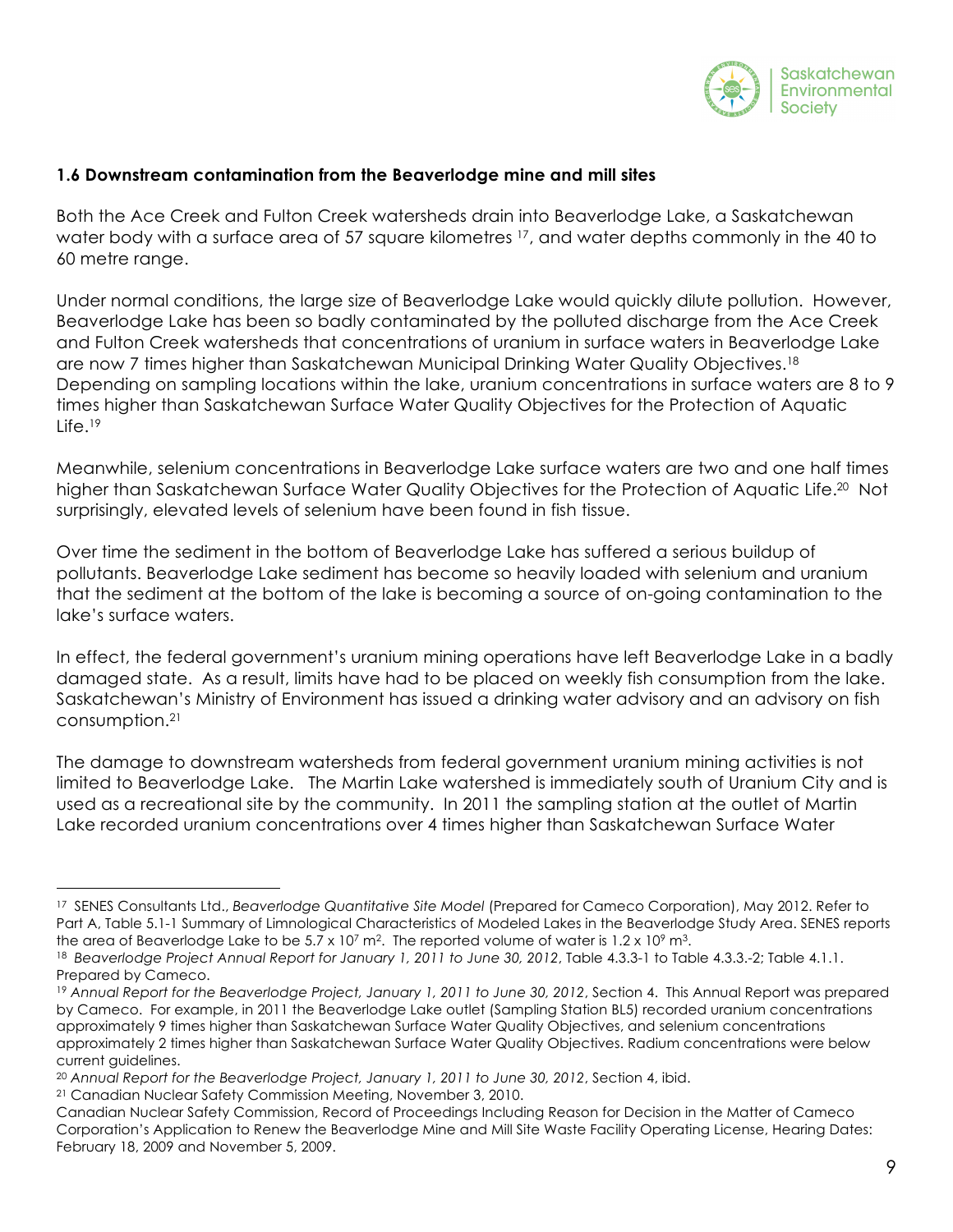### 1.6 Downstream contamination from the Beaverlodge mine and mill sites

Both the Ace Creek and Fulton Creek watersheds drain into Beaverlodge Lake, a Saskatchewan water body with a surface area of 57 square kilometres [17], and water depths commonly in the 40 to 60 metre range.

Under normal conditions, the large size of Beaverlodge Lake would quickly dilute pollution. However, Beaverlodge Lake has been so badly contaminated by the polluted discharge from the Ace Creek and Fulton Creek watersheds that concentrations of uranium in surface waters in Beaverlodge Lake are now 7 times higher than Saskatchewan Municipal Drinking Water Quality Objectives.[18] Depending on sampling locations within the lake, uranium concentrations in surface waters are 8 to 9 times higher than Saskatchewan Surface Water Quality Objectives for the Protection of Aquatic Life.[19]

Meanwhile, selenium concentrations in Beaverlodge Lake surface waters are two and one half times higher than Saskatchewan Surface Water Quality Objectives for the Protection of Aquatic Life.[20] Not surprisingly, elevated levels of selenium have been found in fish tissue.

Over time the sediment in the bottom of Beaverlodge Lake has suffered a serious buildup of pollutants. Beaverlodge Lake sediment has become so heavily loaded with selenium and uranium that the sediment at the bottom of the lake is becoming a source of on-going contamination to the lake's surface waters.

In effect, the federal government's uranium mining operations have left Beaverlodge Lake in a badly damaged state. As a result, limits have had to be placed on weekly fish consumption from the lake. Saskatchewan's Ministry of Environment has issued a drinking water advisory and an advisory on fish consumption.[21]

The damage to downstream watersheds from federal government uranium mining activities is not limited to Beaverlodge Lake. The Martin Lake watershed is immediately south of Uranium City and is used as a recreational site by the community. In 2011 the sampling station at the outlet of Martin Lake recorded uranium concentrations over 4 times higher than Saskatchewan Surface Water

---

[17] SENES Consultants Ltd., *Beaverlodge Quantitative Site Model* (Prepared for Cameco Corporation), May 2012. Refer to Part A, Table 5.1-1 Summary of Limnological Characteristics of Modeled Lakes in the Beaverlodge Study Area. SENES reports the area of Beaverlodge Lake to be $5.7 \times 10^7$ m$^2$. The reported volume of water is $1.2 \times 10^9$ m$^3$.

[18] *Beaverlodge Project Annual Report for January 1, 2011 to June 30, 2012*, Table 4.3.3-1 to Table 4.3.3.-2; Table 4.1.1. Prepared by Cameco.

[19] *Annual Report for the Beaverlodge Project, January 1, 2011 to June 30, 2012*, Section 4. This Annual Report was prepared by Cameco. For example, in 2011 the Beaverlodge Lake outlet (Sampling Station BL5) recorded uranium concentrations approximately 9 times higher than Saskatchewan Surface Water Quality Objectives, and selenium concentrations approximately 2 times higher than Saskatchewan Surface Water Quality Objectives. Radium concentrations were below current guidelines.

[20] *Annual Report for the Beaverlodge Project, January 1, 2011 to June 30, 2012*, Section 4, ibid.

[21] Canadian Nuclear Safety Commission Meeting, November 3, 2010.
Canadian Nuclear Safety Commission, Record of Proceedings Including Reason for Decision in the Matter of Cameco Corporation's Application to Renew the Beaverlodge Mine and Mill Site Waste Facility Operating License, Hearing Dates: February 18, 2009 and November 5, 2009.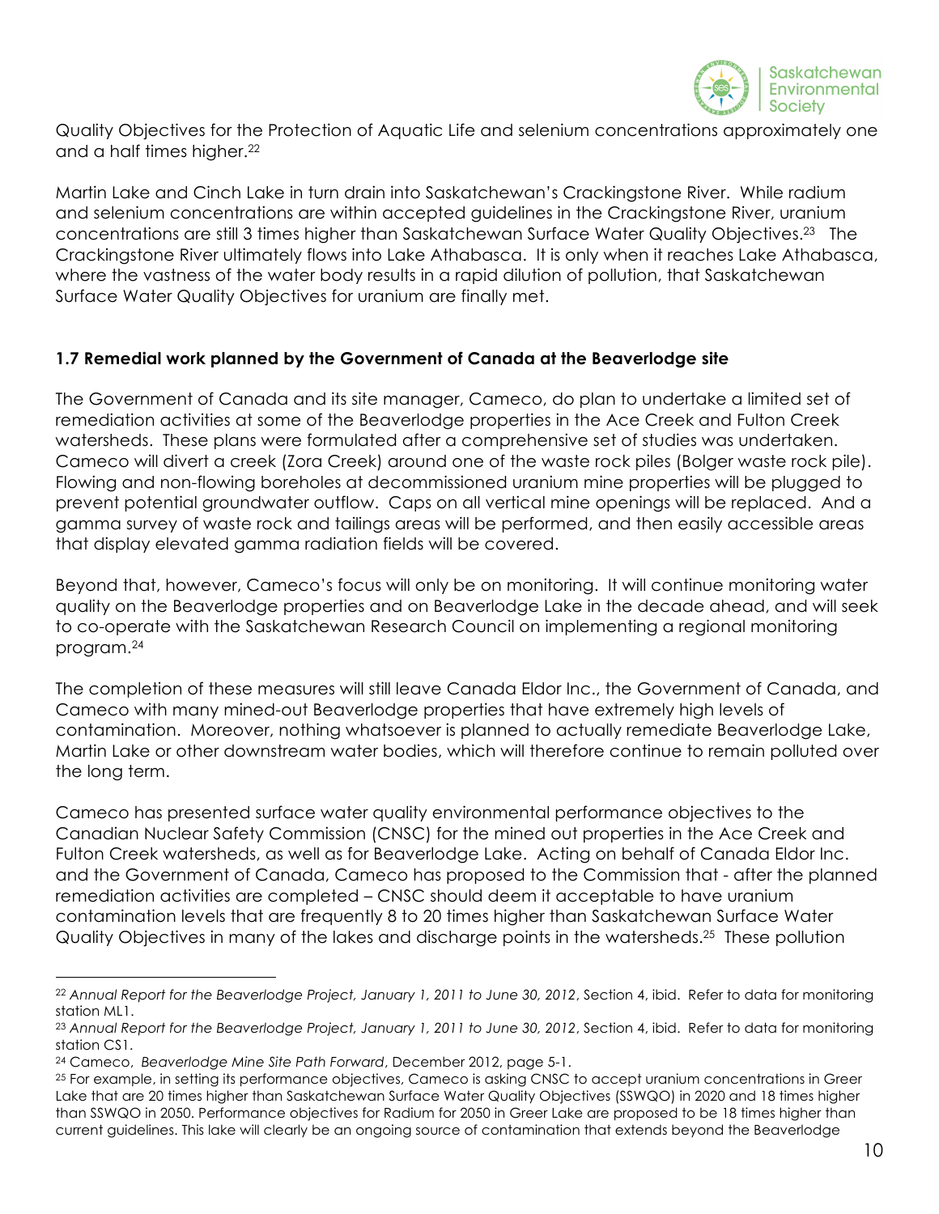Quality Objectives for the Protection of Aquatic Life and selenium concentrations approximately one and a half times higher.[22]

Martin Lake and Cinch Lake in turn drain into Saskatchewan's Crackingstone River. While radium and selenium concentrations are within accepted guidelines in the Crackingstone River, uranium concentrations are still 3 times higher than Saskatchewan Surface Water Quality Objectives.[23] The Crackingstone River ultimately flows into Lake Athabasca. It is only when it reaches Lake Athabasca, where the vastness of the water body results in a rapid dilution of pollution, that Saskatchewan Surface Water Quality Objectives for uranium are finally met.

### 1.7 Remedial work planned by the Government of Canada at the Beaverlodge site

The Government of Canada and its site manager, Cameco, do plan to undertake a limited set of remediation activities at some of the Beaverlodge properties in the Ace Creek and Fulton Creek watersheds. These plans were formulated after a comprehensive set of studies was undertaken. Cameco will divert a creek (Zora Creek) around one of the waste rock piles (Bolger waste rock pile). Flowing and non-flowing boreholes at decommissioned uranium mine properties will be plugged to prevent potential groundwater outflow. Caps on all vertical mine openings will be replaced. And a gamma survey of waste rock and tailings areas will be performed, and then easily accessible areas that display elevated gamma radiation fields will be covered.

Beyond that, however, Cameco's focus will only be on monitoring. It will continue monitoring water quality on the Beaverlodge properties and on Beaverlodge Lake in the decade ahead, and will seek to co-operate with the Saskatchewan Research Council on implementing a regional monitoring program.[24]

The completion of these measures will still leave Canada Eldor Inc., the Government of Canada, and Cameco with many mined-out Beaverlodge properties that have extremely high levels of contamination. Moreover, nothing whatsoever is planned to actually remediate Beaverlodge Lake, Martin Lake or other downstream water bodies, which will therefore continue to remain polluted over the long term.

Cameco has presented surface water quality environmental performance objectives to the Canadian Nuclear Safety Commission (CNSC) for the mined out properties in the Ace Creek and Fulton Creek watersheds, as well as for Beaverlodge Lake. Acting on behalf of Canada Eldor Inc. and the Government of Canada, Cameco has proposed to the Commission that - after the planned remediation activities are completed – CNSC should deem it acceptable to have uranium contamination levels that are frequently 8 to 20 times higher than Saskatchewan Surface Water Quality Objectives in many of the lakes and discharge points in the watersheds.[25] These pollution

---

[22] *Annual Report for the Beaverlodge Project, January 1, 2011 to June 30, 2012*, Section 4, ibid. Refer to data for monitoring station ML1.

[23] *Annual Report for the Beaverlodge Project, January 1, 2011 to June 30, 2012*, Section 4, ibid. Refer to data for monitoring station CS1.

[24] Cameco, *Beaverlodge Mine Site Path Forward*, December 2012, page 5-1.

[25] For example, in setting its performance objectives, Cameco is asking CNSC to accept uranium concentrations in Greer Lake that are 20 times higher than Saskatchewan Surface Water Quality Objectives (SSWQO) in 2020 and 18 times higher than SSWQO in 2050. Performance objectives for Radium for 2050 in Greer Lake are proposed to be 18 times higher than current guidelines. This lake will clearly be an ongoing source of contamination that extends beyond the Beaverlodge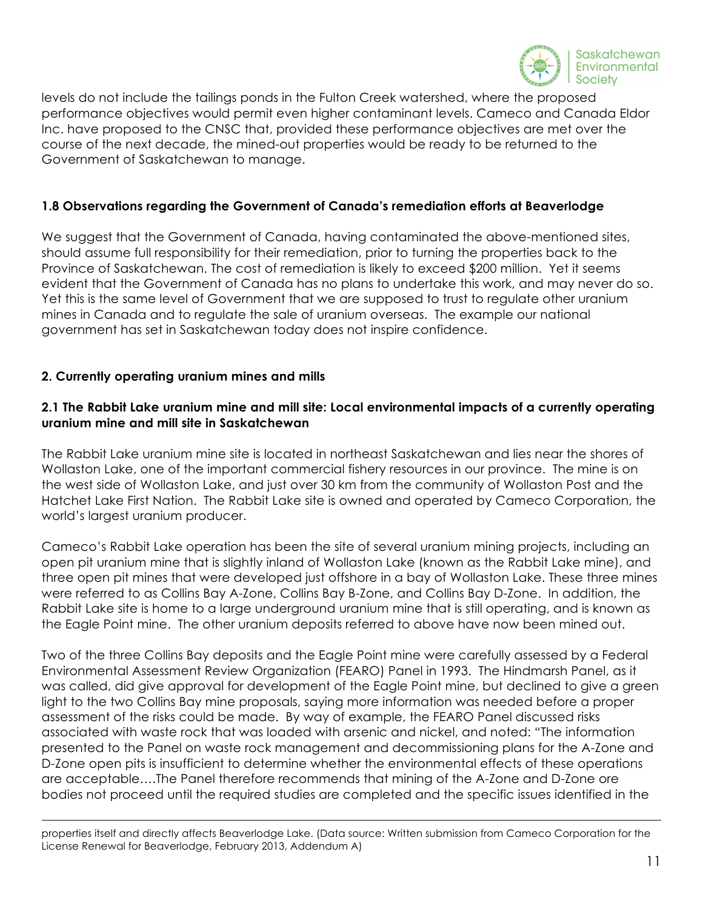levels do not include the tailings ponds in the Fulton Creek watershed, where the proposed performance objectives would permit even higher contaminant levels. Cameco and Canada Eldor Inc. have proposed to the CNSC that, provided these performance objectives are met over the course of the next decade, the mined-out properties would be ready to be returned to the Government of Saskatchewan to manage.

### 1.8 Observations regarding the Government of Canada's remediation efforts at Beaverlodge

We suggest that the Government of Canada, having contaminated the above-mentioned sites, should assume full responsibility for their remediation, prior to turning the properties back to the Province of Saskatchewan. The cost of remediation is likely to exceed $200 million. Yet it seems evident that the Government of Canada has no plans to undertake this work, and may never do so. Yet this is the same level of Government that we are supposed to trust to regulate other uranium mines in Canada and to regulate the sale of uranium overseas. The example our national government has set in Saskatchewan today does not inspire confidence.

## 2. Currently operating uranium mines and mills

### 2.1 The Rabbit Lake uranium mine and mill site: Local environmental impacts of a currently operating uranium mine and mill site in Saskatchewan

The Rabbit Lake uranium mine site is located in northeast Saskatchewan and lies near the shores of Wollaston Lake, one of the important commercial fishery resources in our province. The mine is on the west side of Wollaston Lake, and just over 30 km from the community of Wollaston Post and the Hatchet Lake First Nation. The Rabbit Lake site is owned and operated by Cameco Corporation, the world's largest uranium producer.

Cameco's Rabbit Lake operation has been the site of several uranium mining projects, including an open pit uranium mine that is slightly inland of Wollaston Lake (known as the Rabbit Lake mine), and three open pit mines that were developed just offshore in a bay of Wollaston Lake. These three mines were referred to as Collins Bay A-Zone, Collins Bay B-Zone, and Collins Bay D-Zone. In addition, the Rabbit Lake site is home to a large underground uranium mine that is still operating, and is known as the Eagle Point mine. The other uranium deposits referred to above have now been mined out.

Two of the three Collins Bay deposits and the Eagle Point mine were carefully assessed by a Federal Environmental Assessment Review Organization (FEARO) Panel in 1993. The Hindmarsh Panel, as it was called, did give approval for development of the Eagle Point mine, but declined to give a green light to the two Collins Bay mine proposals, saying more information was needed before a proper assessment of the risks could be made. By way of example, the FEARO Panel discussed risks associated with waste rock that was loaded with arsenic and nickel, and noted: "The information presented to the Panel on waste rock management and decommissioning plans for the A-Zone and D-Zone open pits is insufficient to determine whether the environmental effects of these operations are acceptable….The Panel therefore recommends that mining of the A-Zone and D-Zone ore bodies not proceed until the required studies are completed and the specific issues identified in the

---

properties itself and directly affects Beaverlodge Lake. (Data source: Written submission from Cameco Corporation for the License Renewal for Beaverlodge, February 2013, Addendum A)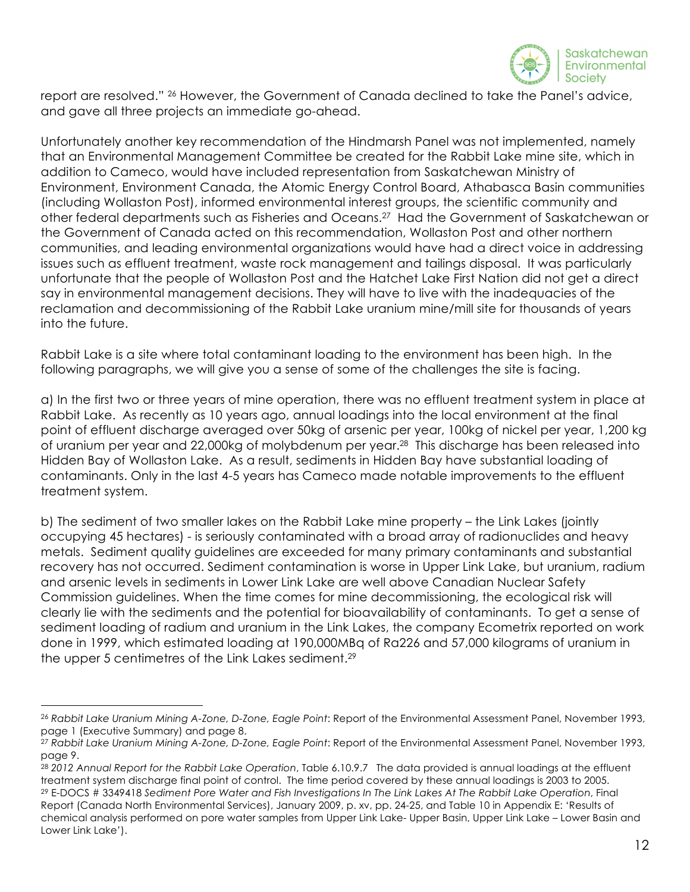report are resolved." [26] However, the Government of Canada declined to take the Panel's advice, and gave all three projects an immediate go-ahead.

Unfortunately another key recommendation of the Hindmarsh Panel was not implemented, namely that an Environmental Management Committee be created for the Rabbit Lake mine site, which in addition to Cameco, would have included representation from Saskatchewan Ministry of Environment, Environment Canada, the Atomic Energy Control Board, Athabasca Basin communities (including Wollaston Post), informed environmental interest groups, the scientific community and other federal departments such as Fisheries and Oceans.[27] Had the Government of Saskatchewan or the Government of Canada acted on this recommendation, Wollaston Post and other northern communities, and leading environmental organizations would have had a direct voice in addressing issues such as effluent treatment, waste rock management and tailings disposal. It was particularly unfortunate that the people of Wollaston Post and the Hatchet Lake First Nation did not get a direct say in environmental management decisions. They will have to live with the inadequacies of the reclamation and decommissioning of the Rabbit Lake uranium mine/mill site for thousands of years into the future.

Rabbit Lake is a site where total contaminant loading to the environment has been high. In the following paragraphs, we will give you a sense of some of the challenges the site is facing.

a) In the first two or three years of mine operation, there was no effluent treatment system in place at Rabbit Lake. As recently as 10 years ago, annual loadings into the local environment at the final point of effluent discharge averaged over 50kg of arsenic per year, 100kg of nickel per year, 1,200 kg of uranium per year and 22,000kg of molybdenum per year.[28] This discharge has been released into Hidden Bay of Wollaston Lake. As a result, sediments in Hidden Bay have substantial loading of contaminants. Only in the last 4-5 years has Cameco made notable improvements to the effluent treatment system.

b) The sediment of two smaller lakes on the Rabbit Lake mine property – the Link Lakes (jointly occupying 45 hectares) - is seriously contaminated with a broad array of radionuclides and heavy metals. Sediment quality guidelines are exceeded for many primary contaminants and substantial recovery has not occurred. Sediment contamination is worse in Upper Link Lake, but uranium, radium and arsenic levels in sediments in Lower Link Lake are well above Canadian Nuclear Safety Commission guidelines. When the time comes for mine decommissioning, the ecological risk will clearly lie with the sediments and the potential for bioavailability of contaminants. To get a sense of sediment loading of radium and uranium in the Link Lakes, the company Ecometrix reported on work done in 1999, which estimated loading at 190,000MBq of Ra226 and 57,000 kilograms of uranium in the upper 5 centimetres of the Link Lakes sediment.[29]

---

[26] *Rabbit Lake Uranium Mining A-Zone, D-Zone, Eagle Point*: Report of the Environmental Assessment Panel, November 1993, page 1 (Executive Summary) and page 8.

[27] *Rabbit Lake Uranium Mining A-Zone, D-Zone, Eagle Point*: Report of the Environmental Assessment Panel, November 1993, page 9.

[28] *2012 Annual Report for the Rabbit Lake Operation*, Table 6.10.9.7 The data provided is annual loadings at the effluent treatment system discharge final point of control. The time period covered by these annual loadings is 2003 to 2005.

[29] E-DOCS # 3349418 *Sediment Pore Water and Fish Investigations In The Link Lakes At The Rabbit Lake Operation*, Final Report (Canada North Environmental Services), January 2009, p. xv, pp. 24-25, and Table 10 in Appendix E: 'Results of chemical analysis performed on pore water samples from Upper Link Lake- Upper Basin, Upper Link Lake – Lower Basin and Lower Link Lake').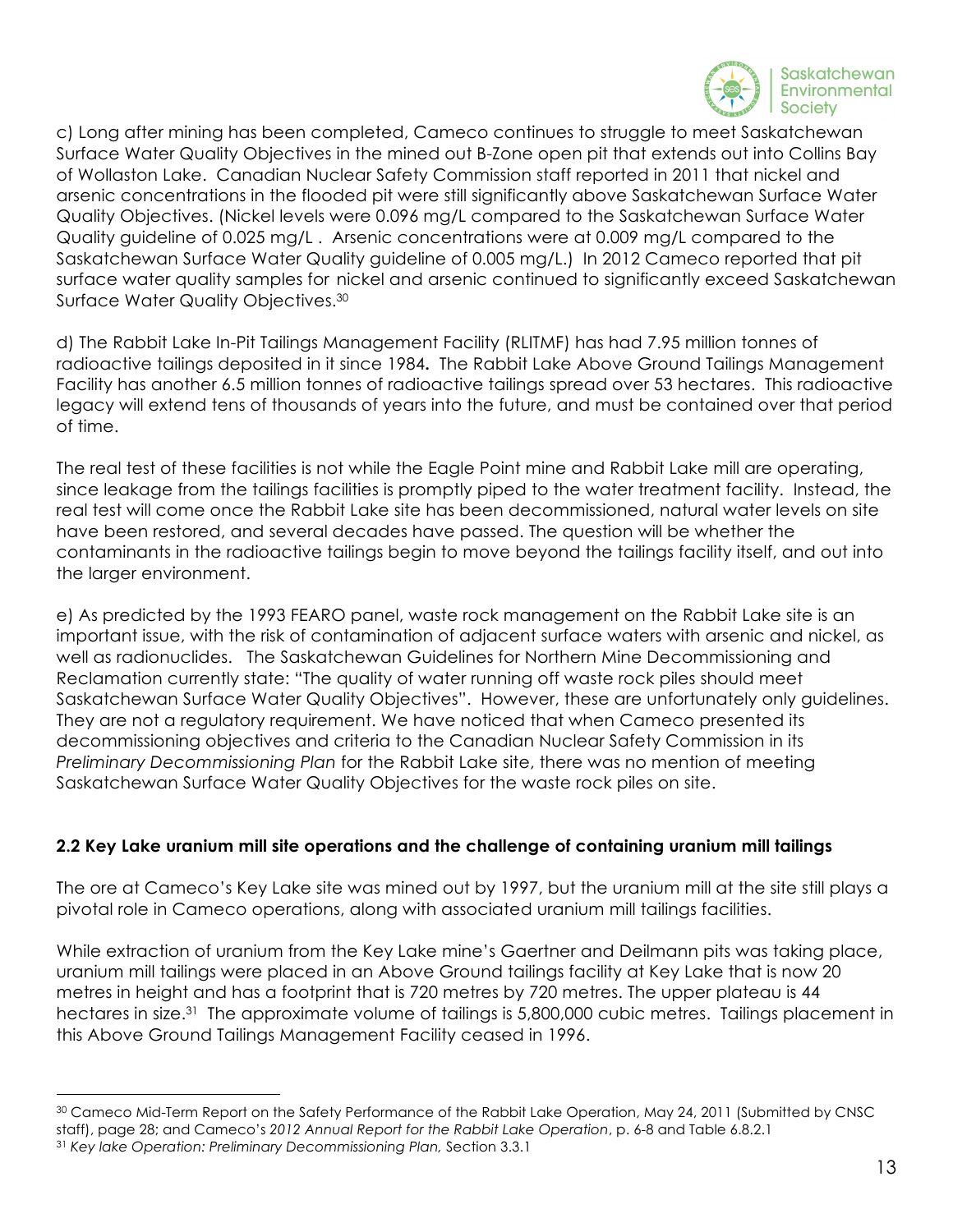c) Long after mining has been completed, Cameco continues to struggle to meet Saskatchewan Surface Water Quality Objectives in the mined out B-Zone open pit that extends out into Collins Bay of Wollaston Lake. Canadian Nuclear Safety Commission staff reported in 2011 that nickel and arsenic concentrations in the flooded pit were still significantly above Saskatchewan Surface Water Quality Objectives. (Nickel levels were 0.096 mg/L compared to the Saskatchewan Surface Water Quality guideline of 0.025 mg/L . Arsenic concentrations were at 0.009 mg/L compared to the Saskatchewan Surface Water Quality guideline of 0.005 mg/L.) In 2012 Cameco reported that pit surface water quality samples for nickel and arsenic continued to significantly exceed Saskatchewan Surface Water Quality Objectives.[30]

d) The Rabbit Lake In-Pit Tailings Management Facility (RLITMF) has had 7.95 million tonnes of radioactive tailings deposited in it since 1984**.** The Rabbit Lake Above Ground Tailings Management Facility has another 6.5 million tonnes of radioactive tailings spread over 53 hectares. This radioactive legacy will extend tens of thousands of years into the future, and must be contained over that period of time.

The real test of these facilities is not while the Eagle Point mine and Rabbit Lake mill are operating, since leakage from the tailings facilities is promptly piped to the water treatment facility. Instead, the real test will come once the Rabbit Lake site has been decommissioned, natural water levels on site have been restored, and several decades have passed. The question will be whether the contaminants in the radioactive tailings begin to move beyond the tailings facility itself, and out into the larger environment.

e) As predicted by the 1993 FEARO panel, waste rock management on the Rabbit Lake site is an important issue, with the risk of contamination of adjacent surface waters with arsenic and nickel, as well as radionuclides. The Saskatchewan Guidelines for Northern Mine Decommissioning and Reclamation currently state: "The quality of water running off waste rock piles should meet Saskatchewan Surface Water Quality Objectives". However, these are unfortunately only guidelines. They are not a regulatory requirement. We have noticed that when Cameco presented its decommissioning objectives and criteria to the Canadian Nuclear Safety Commission in its *Preliminary Decommissioning Plan* for the Rabbit Lake site, there was no mention of meeting Saskatchewan Surface Water Quality Objectives for the waste rock piles on site.

### 2.2 Key Lake uranium mill site operations and the challenge of containing uranium mill tailings

The ore at Cameco's Key Lake site was mined out by 1997, but the uranium mill at the site still plays a pivotal role in Cameco operations, along with associated uranium mill tailings facilities.

While extraction of uranium from the Key Lake mine's Gaertner and Deilmann pits was taking place, uranium mill tailings were placed in an Above Ground tailings facility at Key Lake that is now 20 metres in height and has a footprint that is 720 metres by 720 metres. The upper plateau is 44 hectares in size.[31] The approximate volume of tailings is 5,800,000 cubic metres. Tailings placement in this Above Ground Tailings Management Facility ceased in 1996.

---

[30] Cameco Mid-Term Report on the Safety Performance of the Rabbit Lake Operation, May 24, 2011 (Submitted by CNSC staff), page 28; and Cameco's *2012 Annual Report for the Rabbit Lake Operation*, p. 6-8 and Table 6.8.2.1

[31] *Key lake Operation: Preliminary Decommissioning Plan,* Section 3.3.1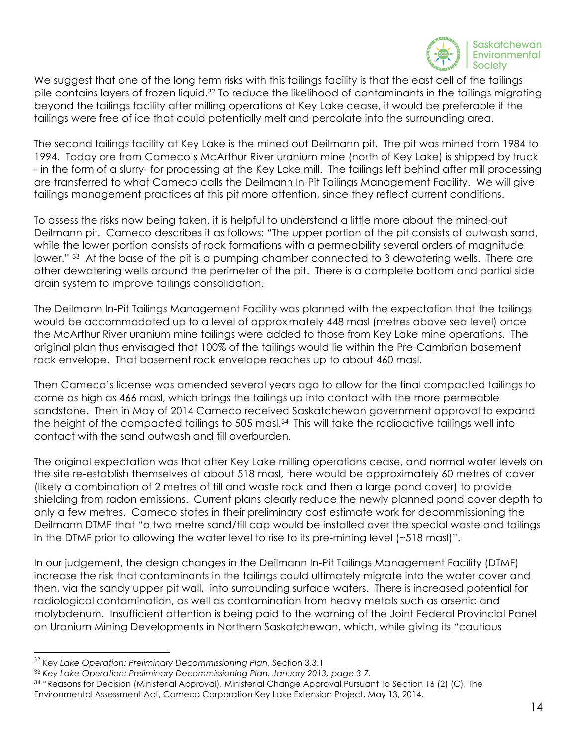We suggest that one of the long term risks with this tailings facility is that the east cell of the tailings pile contains layers of frozen liquid.[32] To reduce the likelihood of contaminants in the tailings migrating beyond the tailings facility after milling operations at Key Lake cease, it would be preferable if the tailings were free of ice that could potentially melt and percolate into the surrounding area.

The second tailings facility at Key Lake is the mined out Deilmann pit. The pit was mined from 1984 to 1994. Today ore from Cameco's McArthur River uranium mine (north of Key Lake) is shipped by truck - in the form of a slurry- for processing at the Key Lake mill. The tailings left behind after mill processing are transferred to what Cameco calls the Deilmann In-Pit Tailings Management Facility. We will give tailings management practices at this pit more attention, since they reflect current conditions.

To assess the risks now being taken, it is helpful to understand a little more about the mined-out Deilmann pit. Cameco describes it as follows: "The upper portion of the pit consists of outwash sand, while the lower portion consists of rock formations with a permeability several orders of magnitude lower." [33] At the base of the pit is a pumping chamber connected to 3 dewatering wells. There are other dewatering wells around the perimeter of the pit. There is a complete bottom and partial side drain system to improve tailings consolidation.

The Deilmann In-Pit Tailings Management Facility was planned with the expectation that the tailings would be accommodated up to a level of approximately 448 masl (metres above sea level) once the McArthur River uranium mine tailings were added to those from Key Lake mine operations. The original plan thus envisaged that 100% of the tailings would lie within the Pre-Cambrian basement rock envelope. That basement rock envelope reaches up to about 460 masl.

Then Cameco's license was amended several years ago to allow for the final compacted tailings to come as high as 466 masl, which brings the tailings up into contact with the more permeable sandstone. Then in May of 2014 Cameco received Saskatchewan government approval to expand the height of the compacted tailings to 505 masl.[34] This will take the radioactive tailings well into contact with the sand outwash and till overburden.

The original expectation was that after Key Lake milling operations cease, and normal water levels on the site re-establish themselves at about 518 masl, there would be approximately 60 metres of cover (likely a combination of 2 metres of till and waste rock and then a large pond cover) to provide shielding from radon emissions. Current plans clearly reduce the newly planned pond cover depth to only a few metres. Cameco states in their preliminary cost estimate work for decommissioning the Deilmann DTMF that "a two metre sand/till cap would be installed over the special waste and tailings in the DTMF prior to allowing the water level to rise to its pre-mining level (~518 masl)".

In our judgement, the design changes in the Deilmann In-Pit Tailings Management Facility (DTMF) increase the risk that contaminants in the tailings could ultimately migrate into the water cover and then, via the sandy upper pit wall, into surrounding surface waters. There is increased potential for radiological contamination, as well as contamination from heavy metals such as arsenic and molybdenum. Insufficient attention is being paid to the warning of the Joint Federal Provincial Panel on Uranium Mining Developments in Northern Saskatchewan, which, while giving its "cautious

---

[32] Key *Lake Operation: Preliminary Decommissioning Plan*, Section 3.3.1

[33] *Key Lake Operation: Preliminary Decommissioning Plan, January 2013, page 3-7.*

[34] "Reasons for Decision (Ministerial Approval), Ministerial Change Approval Pursuant To Section 16 (2) (C), The Environmental Assessment Act, Cameco Corporation Key Lake Extension Project, May 13, 2014.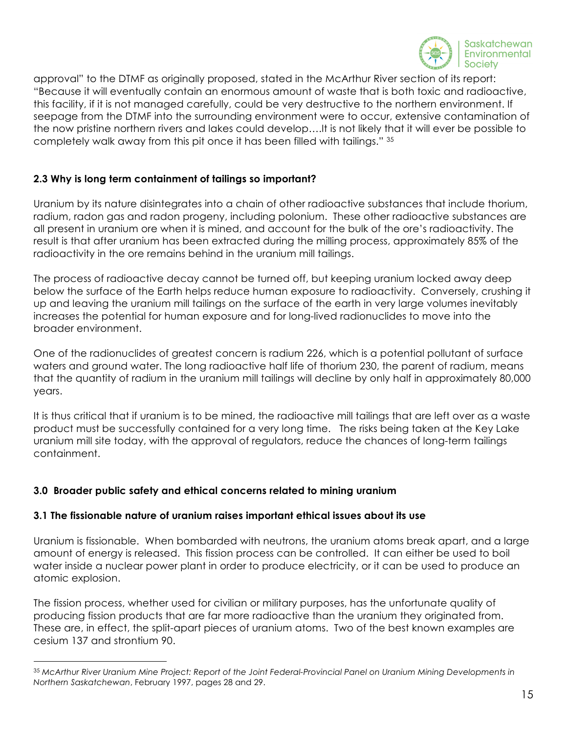approval" to the DTMF as originally proposed, stated in the McArthur River section of its report: "Because it will eventually contain an enormous amount of waste that is both toxic and radioactive, this facility, if it is not managed carefully, could be very destructive to the northern environment. If seepage from the DTMF into the surrounding environment were to occur, extensive contamination of the now pristine northern rivers and lakes could develop….It is not likely that it will ever be possible to completely walk away from this pit once it has been filled with tailings." [35]

### 2.3 Why is long term containment of tailings so important?

Uranium by its nature disintegrates into a chain of other radioactive substances that include thorium, radium, radon gas and radon progeny, including polonium. These other radioactive substances are all present in uranium ore when it is mined, and account for the bulk of the ore's radioactivity. The result is that after uranium has been extracted during the milling process, approximately 85% of the radioactivity in the ore remains behind in the uranium mill tailings.

The process of radioactive decay cannot be turned off, but keeping uranium locked away deep below the surface of the Earth helps reduce human exposure to radioactivity. Conversely, crushing it up and leaving the uranium mill tailings on the surface of the earth in very large volumes inevitably increases the potential for human exposure and for long-lived radionuclides to move into the broader environment.

One of the radionuclides of greatest concern is radium 226, which is a potential pollutant of surface waters and ground water. The long radioactive half life of thorium 230, the parent of radium, means that the quantity of radium in the uranium mill tailings will decline by only half in approximately 80,000 years.

It is thus critical that if uranium is to be mined, the radioactive mill tailings that are left over as a waste product must be successfully contained for a very long time. The risks being taken at the Key Lake uranium mill site today, with the approval of regulators, reduce the chances of long-term tailings containment.

## 3.0 Broader public safety and ethical concerns related to mining uranium

### 3.1 The fissionable nature of uranium raises important ethical issues about its use

Uranium is fissionable. When bombarded with neutrons, the uranium atoms break apart, and a large amount of energy is released. This fission process can be controlled. It can either be used to boil water inside a nuclear power plant in order to produce electricity, or it can be used to produce an atomic explosion.

The fission process, whether used for civilian or military purposes, has the unfortunate quality of producing fission products that are far more radioactive than the uranium they originated from. These are, in effect, the split-apart pieces of uranium atoms. Two of the best known examples are cesium 137 and strontium 90.

---

[35] *McArthur River Uranium Mine Project: Report of the Joint Federal-Provincial Panel on Uranium Mining Developments in Northern Saskatchewan*, February 1997, pages 28 and 29.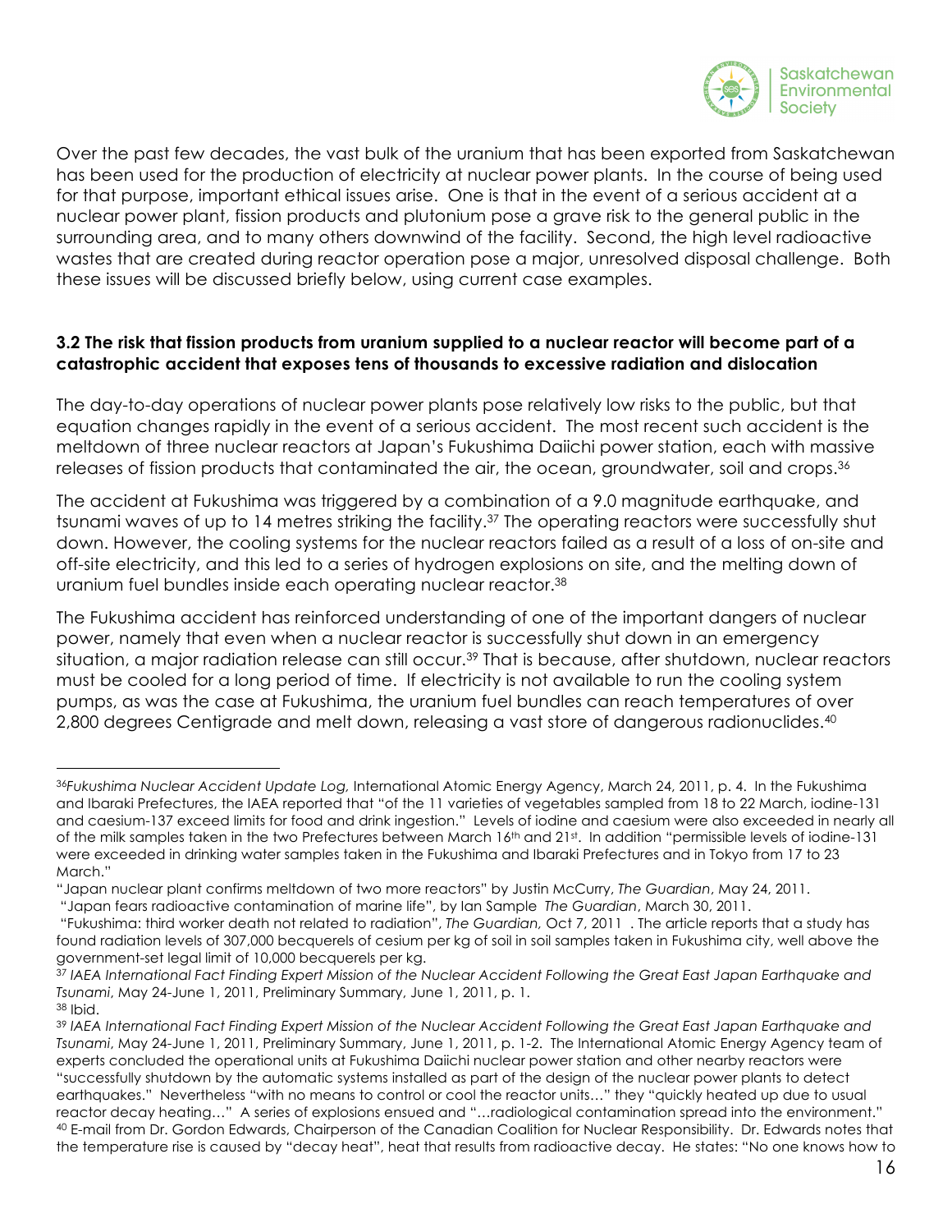Over the past few decades, the vast bulk of the uranium that has been exported from Saskatchewan has been used for the production of electricity at nuclear power plants. In the course of being used for that purpose, important ethical issues arise. One is that in the event of a serious accident at a nuclear power plant, fission products and plutonium pose a grave risk to the general public in the surrounding area, and to many others downwind of the facility. Second, the high level radioactive wastes that are created during reactor operation pose a major, unresolved disposal challenge. Both these issues will be discussed briefly below, using current case examples.

### 3.2 The risk that fission products from uranium supplied to a nuclear reactor will become part of a catastrophic accident that exposes tens of thousands to excessive radiation and dislocation

The day-to-day operations of nuclear power plants pose relatively low risks to the public, but that equation changes rapidly in the event of a serious accident. The most recent such accident is the meltdown of three nuclear reactors at Japan's Fukushima Daiichi power station, each with massive releases of fission products that contaminated the air, the ocean, groundwater, soil and crops.[36]

The accident at Fukushima was triggered by a combination of a 9.0 magnitude earthquake, and tsunami waves of up to 14 metres striking the facility.[37] The operating reactors were successfully shut down. However, the cooling systems for the nuclear reactors failed as a result of a loss of on-site and off-site electricity, and this led to a series of hydrogen explosions on site, and the melting down of uranium fuel bundles inside each operating nuclear reactor.[38]

The Fukushima accident has reinforced understanding of one of the important dangers of nuclear power, namely that even when a nuclear reactor is successfully shut down in an emergency situation, a major radiation release can still occur.[39] That is because, after shutdown, nuclear reactors must be cooled for a long period of time. If electricity is not available to run the cooling system pumps, as was the case at Fukushima, the uranium fuel bundles can reach temperatures of over 2,800 degrees Centigrade and melt down, releasing a vast store of dangerous radionuclides.[40]

---

[36] *Fukushima Nuclear Accident Update Log,* International Atomic Energy Agency, March 24, 2011, p. 4. In the Fukushima and Ibaraki Prefectures, the IAEA reported that "of the 11 varieties of vegetables sampled from 18 to 22 March, iodine-131 and caesium-137 exceed limits for food and drink ingestion." Levels of iodine and caesium were also exceeded in nearly all of the milk samples taken in the two Prefectures between March 16th and 21st. In addition "permissible levels of iodine-131 were exceeded in drinking water samples taken in the Fukushima and Ibaraki Prefectures and in Tokyo from 17 to 23 March."

"Japan nuclear plant confirms meltdown of two more reactors" by Justin McCurry, *The Guardian*, May 24, 2011.

"Japan fears radioactive contamination of marine life", by Ian Sample *The Guardian*, March 30, 2011.

"Fukushima: third worker death not related to radiation", *The Guardian,* Oct 7, 2011 . The article reports that a study has found radiation levels of 307,000 becquerels of cesium per kg of soil in soil samples taken in Fukushima city, well above the government-set legal limit of 10,000 becquerels per kg.

[37] *IAEA International Fact Finding Expert Mission of the Nuclear Accident Following the Great East Japan Earthquake and Tsunami*, May 24-June 1, 2011, Preliminary Summary, June 1, 2011, p. 1.

[38] Ibid.

[39] *IAEA International Fact Finding Expert Mission of the Nuclear Accident Following the Great East Japan Earthquake and Tsunami*, May 24-June 1, 2011, Preliminary Summary, June 1, 2011, p. 1-2. The International Atomic Energy Agency team of experts concluded the operational units at Fukushima Daiichi nuclear power station and other nearby reactors were "successfully shutdown by the automatic systems installed as part of the design of the nuclear power plants to detect earthquakes." Nevertheless "with no means to control or cool the reactor units…" they "quickly heated up due to usual reactor decay heating…" A series of explosions ensued and "…radiological contamination spread into the environment."

[40] E-mail from Dr. Gordon Edwards, Chairperson of the Canadian Coalition for Nuclear Responsibility. Dr. Edwards notes that the temperature rise is caused by "decay heat", heat that results from radioactive decay. He states: "No one knows how to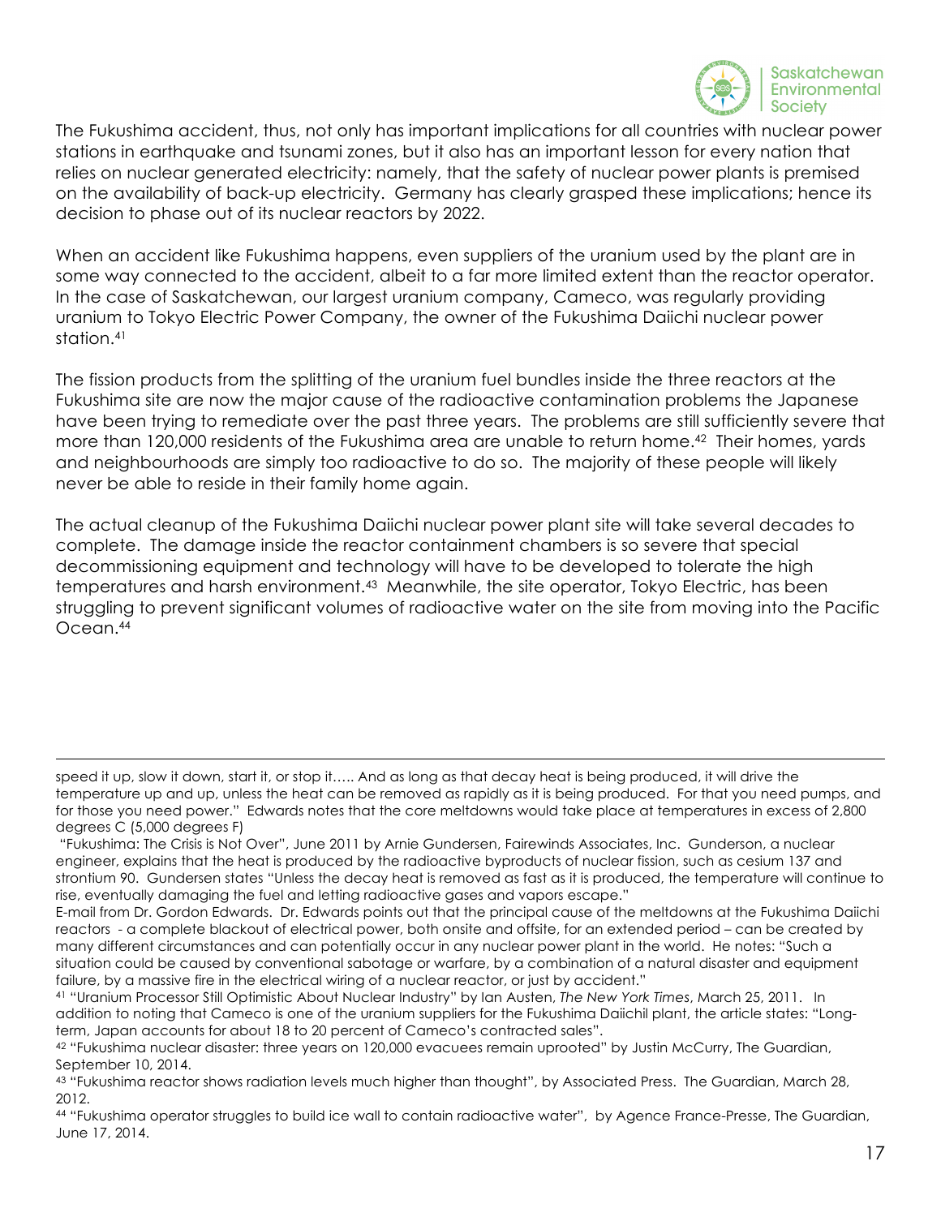The Fukushima accident, thus, not only has important implications for all countries with nuclear power stations in earthquake and tsunami zones, but it also has an important lesson for every nation that relies on nuclear generated electricity: namely, that the safety of nuclear power plants is premised on the availability of back-up electricity. Germany has clearly grasped these implications; hence its decision to phase out of its nuclear reactors by 2022.

When an accident like Fukushima happens, even suppliers of the uranium used by the plant are in some way connected to the accident, albeit to a far more limited extent than the reactor operator. In the case of Saskatchewan, our largest uranium company, Cameco, was regularly providing uranium to Tokyo Electric Power Company, the owner of the Fukushima Daiichi nuclear power station.[41]

The fission products from the splitting of the uranium fuel bundles inside the three reactors at the Fukushima site are now the major cause of the radioactive contamination problems the Japanese have been trying to remediate over the past three years. The problems are still sufficiently severe that more than 120,000 residents of the Fukushima area are unable to return home.[42] Their homes, yards and neighbourhoods are simply too radioactive to do so. The majority of these people will likely never be able to reside in their family home again.

The actual cleanup of the Fukushima Daiichi nuclear power plant site will take several decades to complete. The damage inside the reactor containment chambers is so severe that special decommissioning equipment and technology will have to be developed to tolerate the high temperatures and harsh environment.[43] Meanwhile, the site operator, Tokyo Electric, has been struggling to prevent significant volumes of radioactive water on the site from moving into the Pacific Ocean.[44]

---

speed it up, slow it down, start it, or stop it….. And as long as that decay heat is being produced, it will drive the temperature up and up, unless the heat can be removed as rapidly as it is being produced. For that you need pumps, and for those you need power." Edwards notes that the core meltdowns would take place at temperatures in excess of 2,800 degrees C (5,000 degrees F)

"Fukushima: The Crisis is Not Over", June 2011 by Arnie Gundersen, Fairewinds Associates, Inc. Gunderson, a nuclear engineer, explains that the heat is produced by the radioactive byproducts of nuclear fission, such as cesium 137 and strontium 90. Gundersen states "Unless the decay heat is removed as fast as it is produced, the temperature will continue to rise, eventually damaging the fuel and letting radioactive gases and vapors escape."

E-mail from Dr. Gordon Edwards. Dr. Edwards points out that the principal cause of the meltdowns at the Fukushima Daiichi reactors - a complete blackout of electrical power, both onsite and offsite, for an extended period – can be created by many different circumstances and can potentially occur in any nuclear power plant in the world. He notes: "Such a situation could be caused by conventional sabotage or warfare, by a combination of a natural disaster and equipment failure, by a massive fire in the electrical wiring of a nuclear reactor, or just by accident."

[41] "Uranium Processor Still Optimistic About Nuclear Industry" by Ian Austen, *The New York Times*, March 25, 2011. In addition to noting that Cameco is one of the uranium suppliers for the Fukushima Daiichil plant, the article states: "Long-term, Japan accounts for about 18 to 20 percent of Cameco's contracted sales".

[42] "Fukushima nuclear disaster: three years on 120,000 evacuees remain uprooted" by Justin McCurry, The Guardian, September 10, 2014.

[43] "Fukushima reactor shows radiation levels much higher than thought", by Associated Press. The Guardian, March 28, 2012.

[44] "Fukushima operator struggles to build ice wall to contain radioactive water", by Agence France-Presse, The Guardian, June 17, 2014.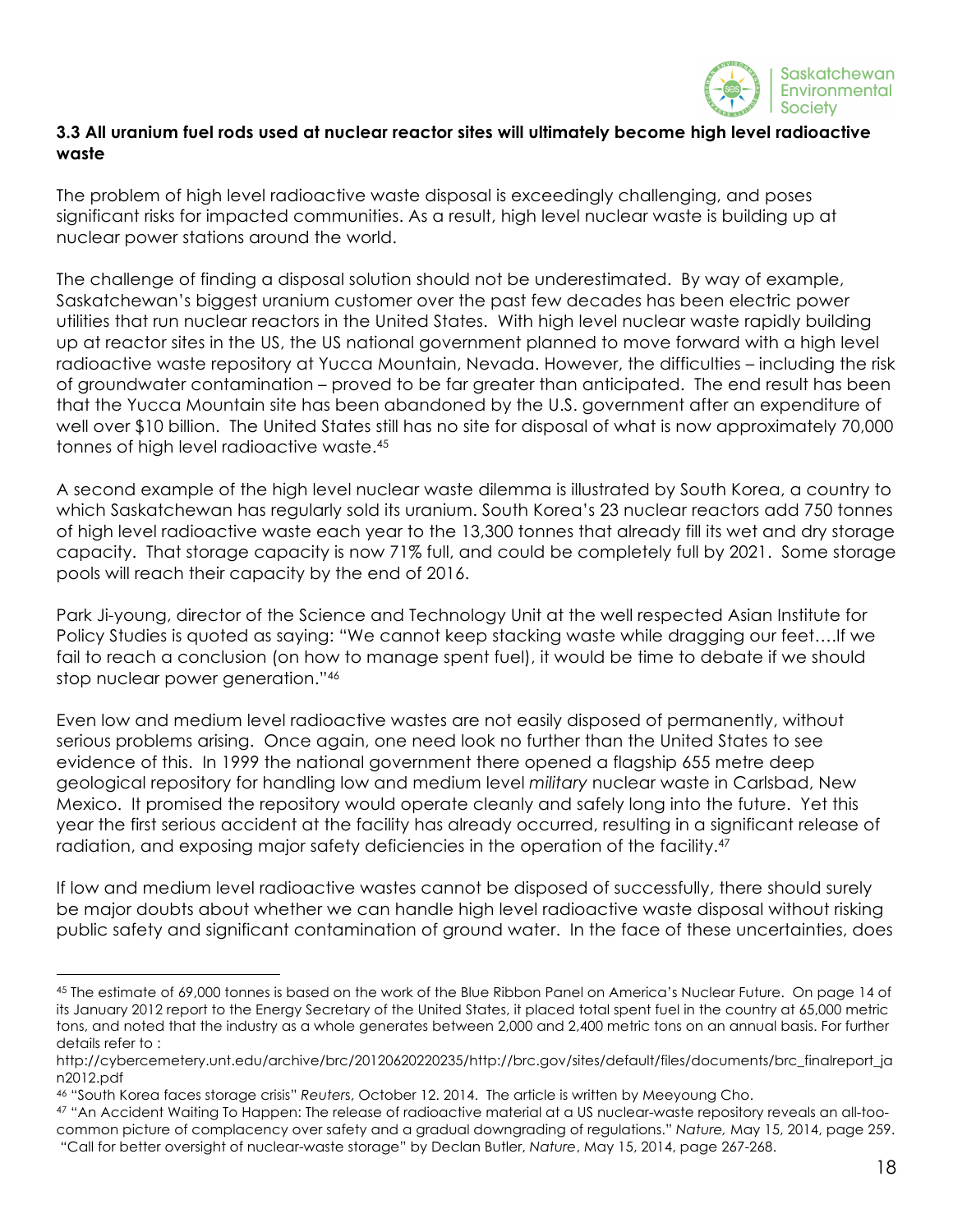### 3.3 All uranium fuel rods used at nuclear reactor sites will ultimately become high level radioactive waste

The problem of high level radioactive waste disposal is exceedingly challenging, and poses significant risks for impacted communities. As a result, high level nuclear waste is building up at nuclear power stations around the world.

The challenge of finding a disposal solution should not be underestimated. By way of example, Saskatchewan's biggest uranium customer over the past few decades has been electric power utilities that run nuclear reactors in the United States. With high level nuclear waste rapidly building up at reactor sites in the US, the US national government planned to move forward with a high level radioactive waste repository at Yucca Mountain, Nevada. However, the difficulties – including the risk of groundwater contamination – proved to be far greater than anticipated. The end result has been that the Yucca Mountain site has been abandoned by the U.S. government after an expenditure of well over $10 billion. The United States still has no site for disposal of what is now approximately 70,000 tonnes of high level radioactive waste.[45]

A second example of the high level nuclear waste dilemma is illustrated by South Korea, a country to which Saskatchewan has regularly sold its uranium. South Korea's 23 nuclear reactors add 750 tonnes of high level radioactive waste each year to the 13,300 tonnes that already fill its wet and dry storage capacity. That storage capacity is now 71% full, and could be completely full by 2021. Some storage pools will reach their capacity by the end of 2016.

Park Ji-young, director of the Science and Technology Unit at the well respected Asian Institute for Policy Studies is quoted as saying: "We cannot keep stacking waste while dragging our feet….If we fail to reach a conclusion (on how to manage spent fuel), it would be time to debate if we should stop nuclear power generation."[46]

Even low and medium level radioactive wastes are not easily disposed of permanently, without serious problems arising. Once again, one need look no further than the United States to see evidence of this. In 1999 the national government there opened a flagship 655 metre deep geological repository for handling low and medium level *military* nuclear waste in Carlsbad, New Mexico. It promised the repository would operate cleanly and safely long into the future. Yet this year the first serious accident at the facility has already occurred, resulting in a significant release of radiation, and exposing major safety deficiencies in the operation of the facility.[47]

If low and medium level radioactive wastes cannot be disposed of successfully, there should surely be major doubts about whether we can handle high level radioactive waste disposal without risking public safety and significant contamination of ground water. In the face of these uncertainties, does

---

[45] The estimate of 69,000 tonnes is based on the work of the Blue Ribbon Panel on America's Nuclear Future. On page 14 of its January 2012 report to the Energy Secretary of the United States, it placed total spent fuel in the country at 65,000 metric tons, and noted that the industry as a whole generates between 2,000 and 2,400 metric tons on an annual basis. For further details refer to :
http://cybercemetery.unt.edu/archive/brc/20120620220235/http://brc.gov/sites/default/files/documents/brc_finalreport_jan2012.pdf

[46] "South Korea faces storage crisis" *Reuters*, October 12. 2014. The article is written by Meeyoung Cho.

[47] "An Accident Waiting To Happen: The release of radioactive material at a US nuclear-waste repository reveals an all-too-common picture of complacency over safety and a gradual downgrading of regulations." *Nature,* May 15, 2014, page 259. "Call for better oversight of nuclear-waste storage" by Declan Butler, *Nature*, May 15, 2014, page 267-268.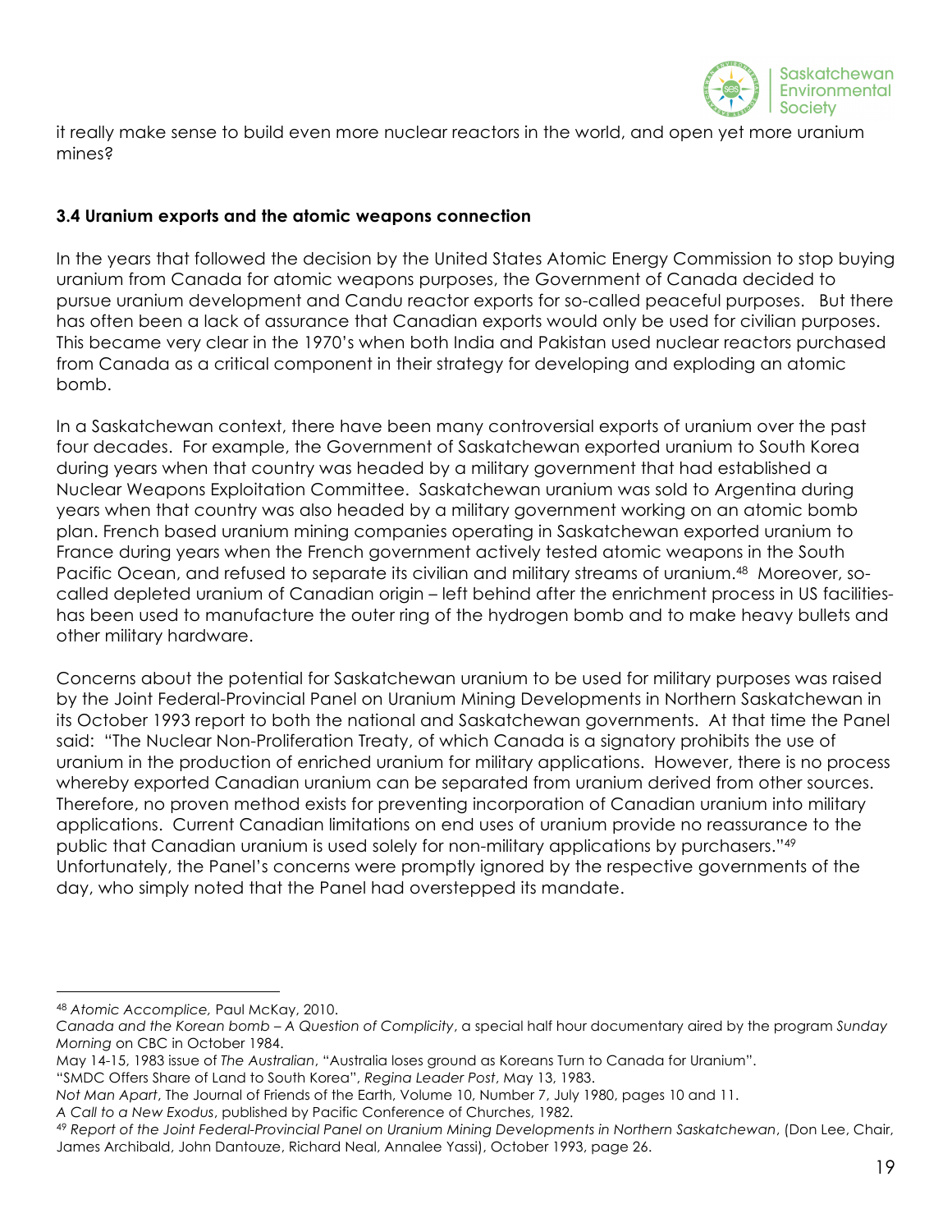it really make sense to build even more nuclear reactors in the world, and open yet more uranium mines?

### 3.4 Uranium exports and the atomic weapons connection

In the years that followed the decision by the United States Atomic Energy Commission to stop buying uranium from Canada for atomic weapons purposes, the Government of Canada decided to pursue uranium development and Candu reactor exports for so-called peaceful purposes. But there has often been a lack of assurance that Canadian exports would only be used for civilian purposes. This became very clear in the 1970's when both India and Pakistan used nuclear reactors purchased from Canada as a critical component in their strategy for developing and exploding an atomic bomb.

In a Saskatchewan context, there have been many controversial exports of uranium over the past four decades. For example, the Government of Saskatchewan exported uranium to South Korea during years when that country was headed by a military government that had established a Nuclear Weapons Exploitation Committee. Saskatchewan uranium was sold to Argentina during years when that country was also headed by a military government working on an atomic bomb plan. French based uranium mining companies operating in Saskatchewan exported uranium to France during years when the French government actively tested atomic weapons in the South Pacific Ocean, and refused to separate its civilian and military streams of uranium.[48] Moreover, so-called depleted uranium of Canadian origin – left behind after the enrichment process in US facilities- has been used to manufacture the outer ring of the hydrogen bomb and to make heavy bullets and other military hardware.

Concerns about the potential for Saskatchewan uranium to be used for military purposes was raised by the Joint Federal-Provincial Panel on Uranium Mining Developments in Northern Saskatchewan in its October 1993 report to both the national and Saskatchewan governments. At that time the Panel said: "The Nuclear Non-Proliferation Treaty, of which Canada is a signatory prohibits the use of uranium in the production of enriched uranium for military applications. However, there is no process whereby exported Canadian uranium can be separated from uranium derived from other sources. Therefore, no proven method exists for preventing incorporation of Canadian uranium into military applications. Current Canadian limitations on end uses of uranium provide no reassurance to the public that Canadian uranium is used solely for non-military applications by purchasers."[49] Unfortunately, the Panel's concerns were promptly ignored by the respective governments of the day, who simply noted that the Panel had overstepped its mandate.

---

[48] *Atomic Accomplice,* Paul McKay, 2010.
*Canada and the Korean bomb – A Question of Complicity*, a special half hour documentary aired by the program *Sunday Morning* on CBC in October 1984.
May 14-15, 1983 issue of *The Australian*, "Australia loses ground as Koreans Turn to Canada for Uranium".
"SMDC Offers Share of Land to South Korea", *Regina Leader Post*, May 13, 1983.
*Not Man Apart*, The Journal of Friends of the Earth, Volume 10, Number 7, July 1980, pages 10 and 11.
*A Call to a New Exodus*, published by Pacific Conference of Churches, 1982.

[49] *Report of the Joint Federal-Provincial Panel on Uranium Mining Developments in Northern Saskatchewan*, (Don Lee, Chair, James Archibald, John Dantouze, Richard Neal, Annalee Yassi), October 1993, page 26.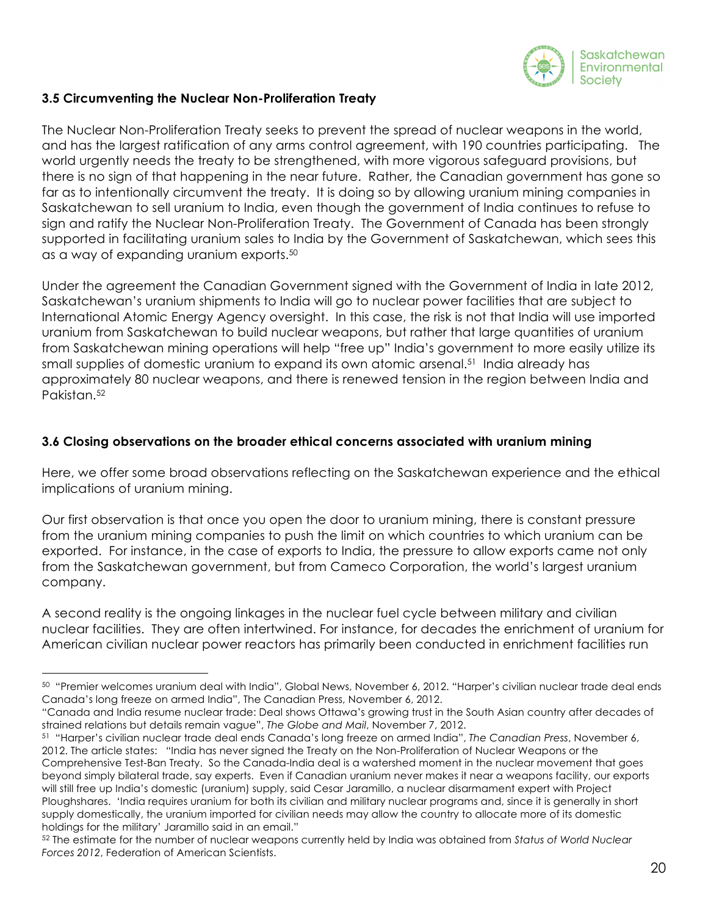### 3.5 Circumventing the Nuclear Non-Proliferation Treaty

The Nuclear Non-Proliferation Treaty seeks to prevent the spread of nuclear weapons in the world, and has the largest ratification of any arms control agreement, with 190 countries participating. The world urgently needs the treaty to be strengthened, with more vigorous safeguard provisions, but there is no sign of that happening in the near future. Rather, the Canadian government has gone so far as to intentionally circumvent the treaty. It is doing so by allowing uranium mining companies in Saskatchewan to sell uranium to India, even though the government of India continues to refuse to sign and ratify the Nuclear Non-Proliferation Treaty. The Government of Canada has been strongly supported in facilitating uranium sales to India by the Government of Saskatchewan, which sees this as a way of expanding uranium exports.[50]

Under the agreement the Canadian Government signed with the Government of India in late 2012, Saskatchewan's uranium shipments to India will go to nuclear power facilities that are subject to International Atomic Energy Agency oversight. In this case, the risk is not that India will use imported uranium from Saskatchewan to build nuclear weapons, but rather that large quantities of uranium from Saskatchewan mining operations will help "free up" India's government to more easily utilize its small supplies of domestic uranium to expand its own atomic arsenal.[51] India already has approximately 80 nuclear weapons, and there is renewed tension in the region between India and Pakistan.[52]

### 3.6 Closing observations on the broader ethical concerns associated with uranium mining

Here, we offer some broad observations reflecting on the Saskatchewan experience and the ethical implications of uranium mining.

Our first observation is that once you open the door to uranium mining, there is constant pressure from the uranium mining companies to push the limit on which countries to which uranium can be exported. For instance, in the case of exports to India, the pressure to allow exports came not only from the Saskatchewan government, but from Cameco Corporation, the world's largest uranium company.

A second reality is the ongoing linkages in the nuclear fuel cycle between military and civilian nuclear facilities. They are often intertwined. For instance, for decades the enrichment of uranium for American civilian nuclear power reactors has primarily been conducted in enrichment facilities run

---

[50] "Premier welcomes uranium deal with India", Global News, November 6, 2012. "Harper's civilian nuclear trade deal ends Canada's long freeze on armed India", The Canadian Press, November 6, 2012.
"Canada and India resume nuclear trade: Deal shows Ottawa's growing trust in the South Asian country after decades of strained relations but details remain vague", *The Globe and Mail*, November 7, 2012.

[51] "Harper's civilian nuclear trade deal ends Canada's long freeze on armed India", *The Canadian Press*, November 6, 2012. The article states: "India has never signed the Treaty on the Non-Proliferation of Nuclear Weapons or the Comprehensive Test-Ban Treaty. So the Canada-India deal is a watershed moment in the nuclear movement that goes beyond simply bilateral trade, say experts. Even if Canadian uranium never makes it near a weapons facility, our exports will still free up India's domestic (uranium) supply, said Cesar Jaramillo, a nuclear disarmament expert with Project Ploughshares. 'India requires uranium for both its civilian and military nuclear programs and, since it is generally in short supply domestically, the uranium imported for civilian needs may allow the country to allocate more of its domestic holdings for the military' Jaramillo said in an email."

[52] The estimate for the number of nuclear weapons currently held by India was obtained from *Status of World Nuclear Forces 2012*, Federation of American Scientists.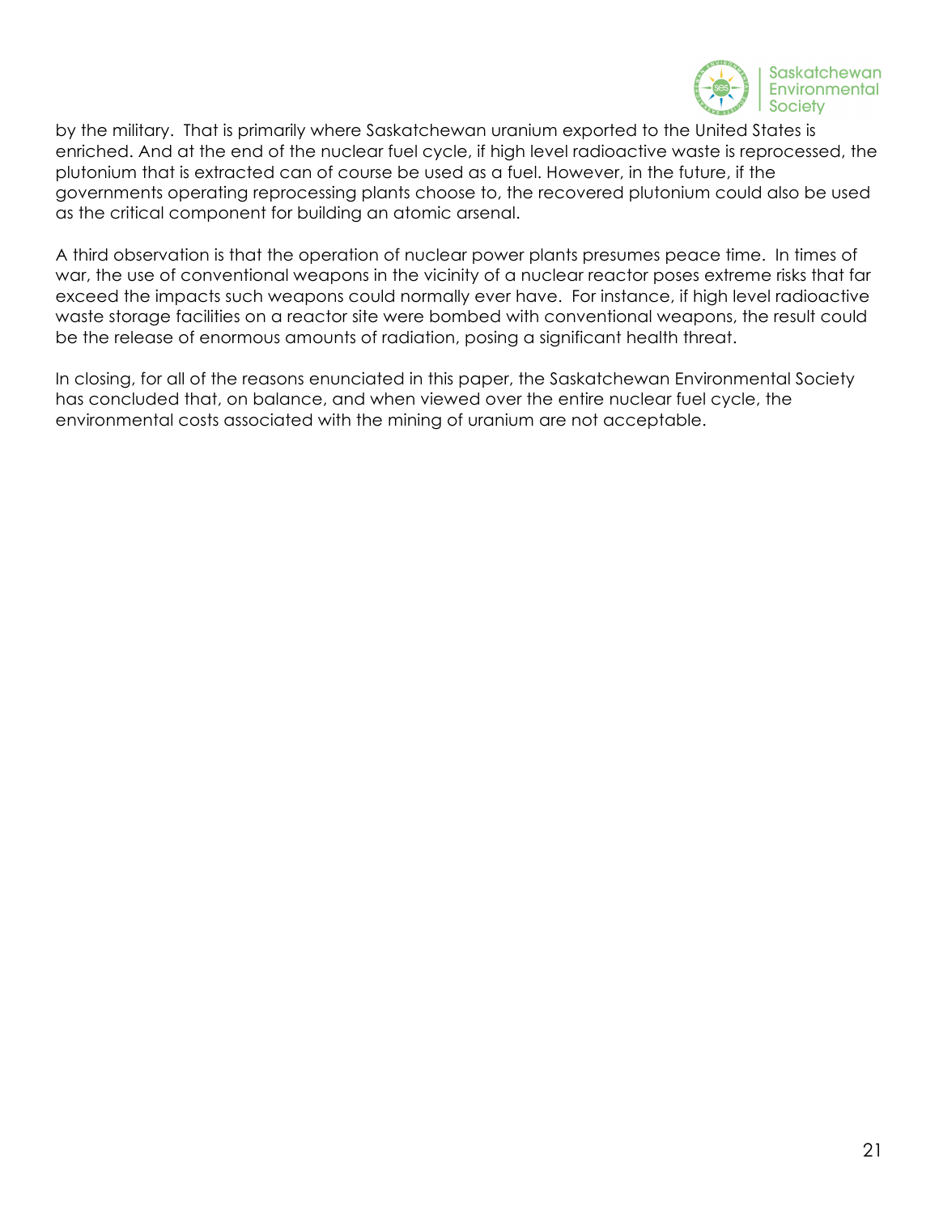by the military. That is primarily where Saskatchewan uranium exported to the United States is enriched. And at the end of the nuclear fuel cycle, if high level radioactive waste is reprocessed, the plutonium that is extracted can of course be used as a fuel. However, in the future, if the governments operating reprocessing plants choose to, the recovered plutonium could also be used as the critical component for building an atomic arsenal.

A third observation is that the operation of nuclear power plants presumes peace time. In times of war, the use of conventional weapons in the vicinity of a nuclear reactor poses extreme risks that far exceed the impacts such weapons could normally ever have. For instance, if high level radioactive waste storage facilities on a reactor site were bombed with conventional weapons, the result could be the release of enormous amounts of radiation, posing a significant health threat.

In closing, for all of the reasons enunciated in this paper, the Saskatchewan Environmental Society has concluded that, on balance, and when viewed over the entire nuclear fuel cycle, the environmental costs associated with the mining of uranium are not acceptable.